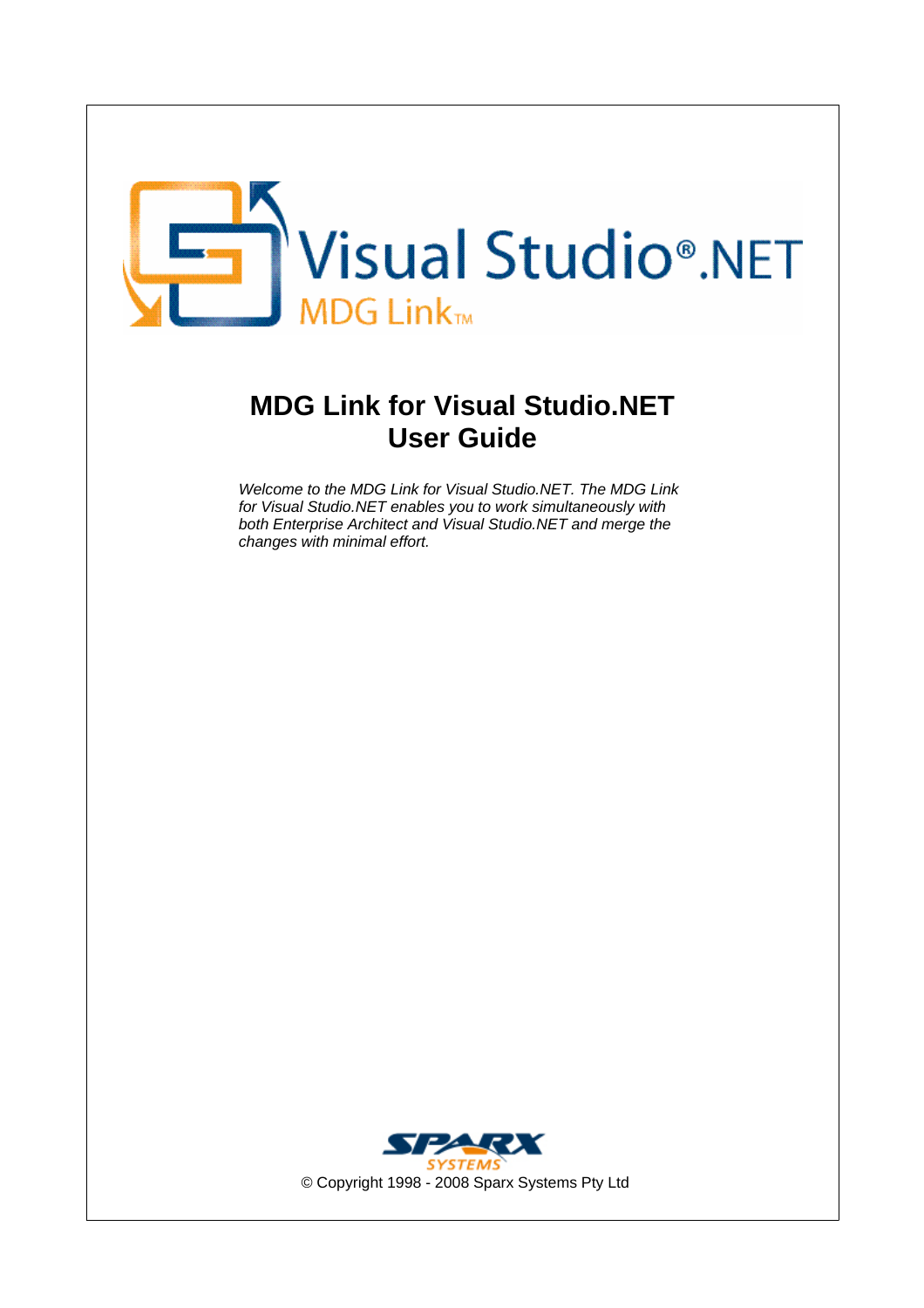# MDG Link for Visual Studio.NET
# User Guide

*Welcome to the MDG Link for Visual Studio.NET. The MDG Link for Visual Studio.NET enables you to work simultaneously with both Enterprise Architect and Visual Studio.NET and merge the changes with minimal effort.*

© Copyright 1998 - 2008 Sparx Systems Pty Ltd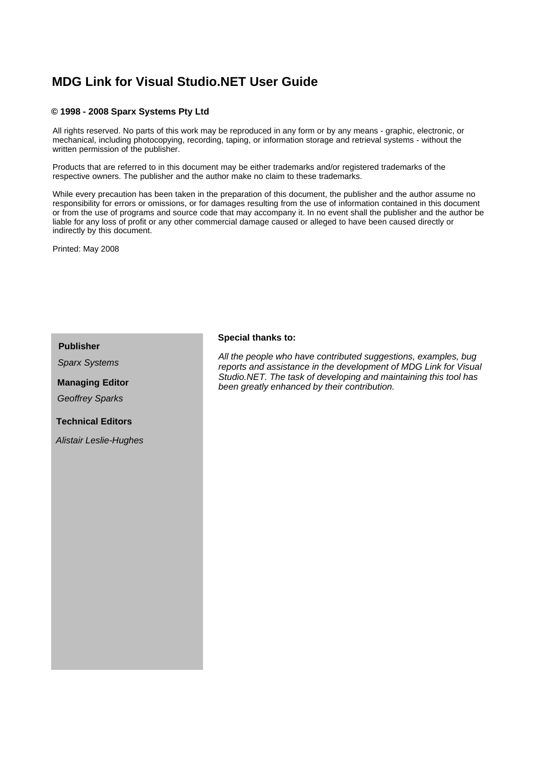# MDG Link for Visual Studio.NET User Guide

**© 1998 - 2008 Sparx Systems Pty Ltd**

All rights reserved. No parts of this work may be reproduced in any form or by any means - graphic, electronic, or mechanical, including photocopying, recording, taping, or information storage and retrieval systems - without the written permission of the publisher.

Products that are referred to in this document may be either trademarks and/or registered trademarks of the respective owners. The publisher and the author make no claim to these trademarks.

While every precaution has been taken in the preparation of this document, the publisher and the author assume no responsibility for errors or omissions, or for damages resulting from the use of information contained in this document or from the use of programs and source code that may accompany it. In no event shall the publisher and the author be liable for any loss of profit or any other commercial damage caused or alleged to have been caused directly or indirectly by this document.

Printed: May 2008

**Publisher**

*Sparx Systems*

**Managing Editor**

*Geoffrey Sparks*

**Technical Editors**

*Alistair Leslie-Hughes*

**Special thanks to:**

*All the people who have contributed suggestions, examples, bug reports and assistance in the development of MDG Link for Visual Studio.NET. The task of developing and maintaining this tool has been greatly enhanced by their contribution.*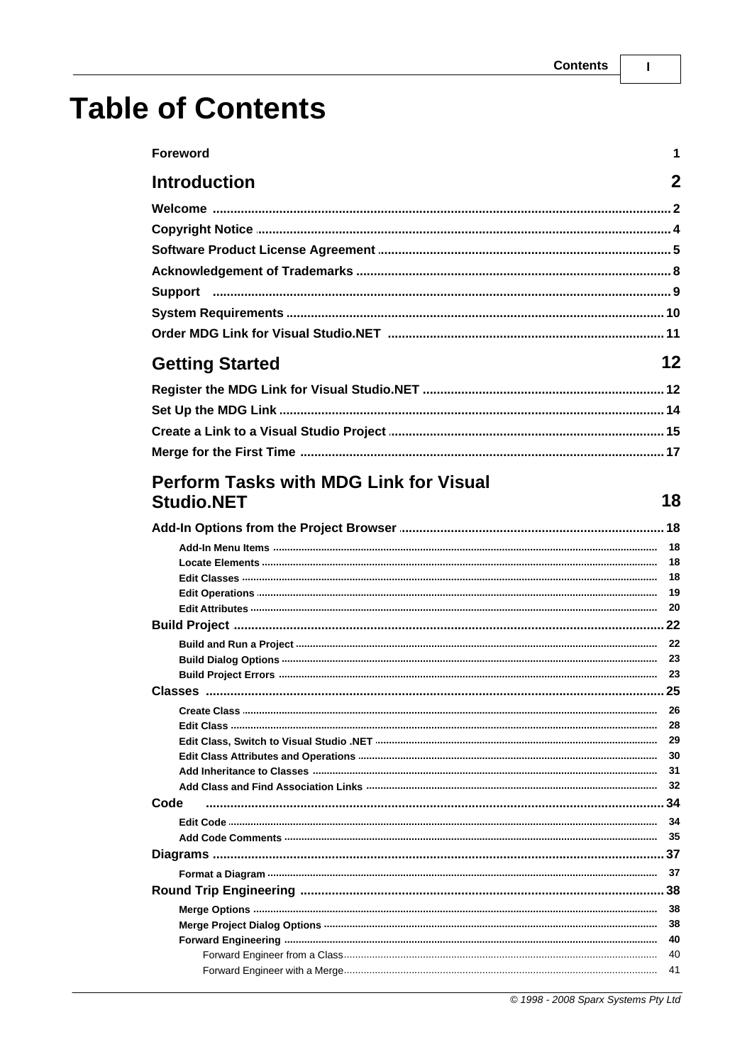# Table of Contents

**Foreword** 1

## Introduction 2

**Welcome** 2
**Copyright Notice** 4
**Software Product License Agreement** 5
**Acknowledgement of Trademarks** 8
**Support** 9
**System Requirements** 10
**Order MDG Link for Visual Studio.NET** 11

## Getting Started 12

**Register the MDG Link for Visual Studio.NET** 12
**Set Up the MDG Link** 14
**Create a Link to a Visual Studio Project** 15
**Merge for the First Time** 17

## Perform Tasks with MDG Link for Visual Studio.NET 18

**Add-In Options from the Project Browser** 18
- Add-In Menu Items 18
- Locate Elements 18
- Edit Classes 18
- Edit Operations 19
- Edit Attributes 20

**Build Project** 22
- Build and Run a Project 22
- Build Dialog Options 23
- Build Project Errors 23

**Classes** 25
- Create Class 26
- Edit Class 28
- Edit Class, Switch to Visual Studio .NET 29
- Edit Class Attributes and Operations 30
- Add Inheritance to Classes 31
- Add Class and Find Association Links 32

**Code** 34
- Edit Code 34
- Add Code Comments 35

**Diagrams** 37
- Format a Diagram 37

**Round Trip Engineering** 38
- Merge Options 38
- Merge Project Dialog Options 38
- Forward Engineering 40
  - Forward Engineer from a Class 40
  - Forward Engineer with a Merge 41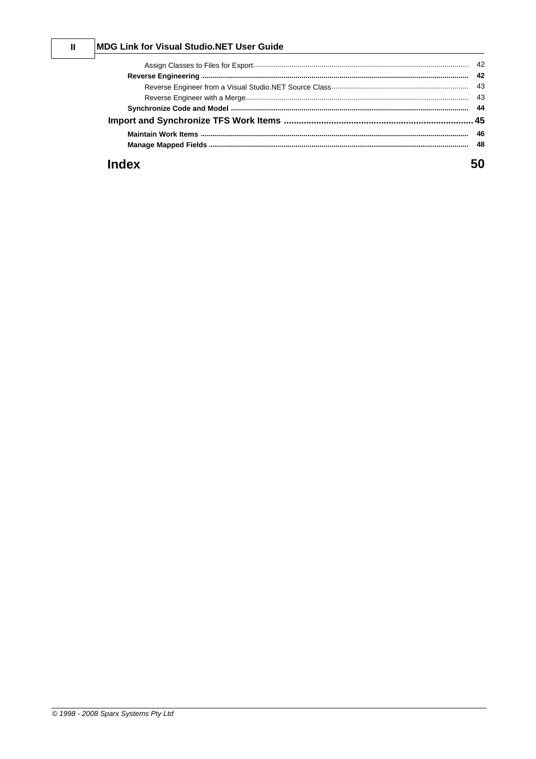Assign Classes to Files for Export ........ 42

**Reverse Engineering** ........ **42**

Reverse Engineer from a Visual Studio.NET Source Class ........ 43

Reverse Engineer with a Merge ........ 43

**Synchronize Code and Model** ........ **44**

**Import and Synchronize TFS Work Items** ........ **45**

**Maintain Work Items** ........ **46**

**Manage Mapped Fields** ........ **48**

## Index 50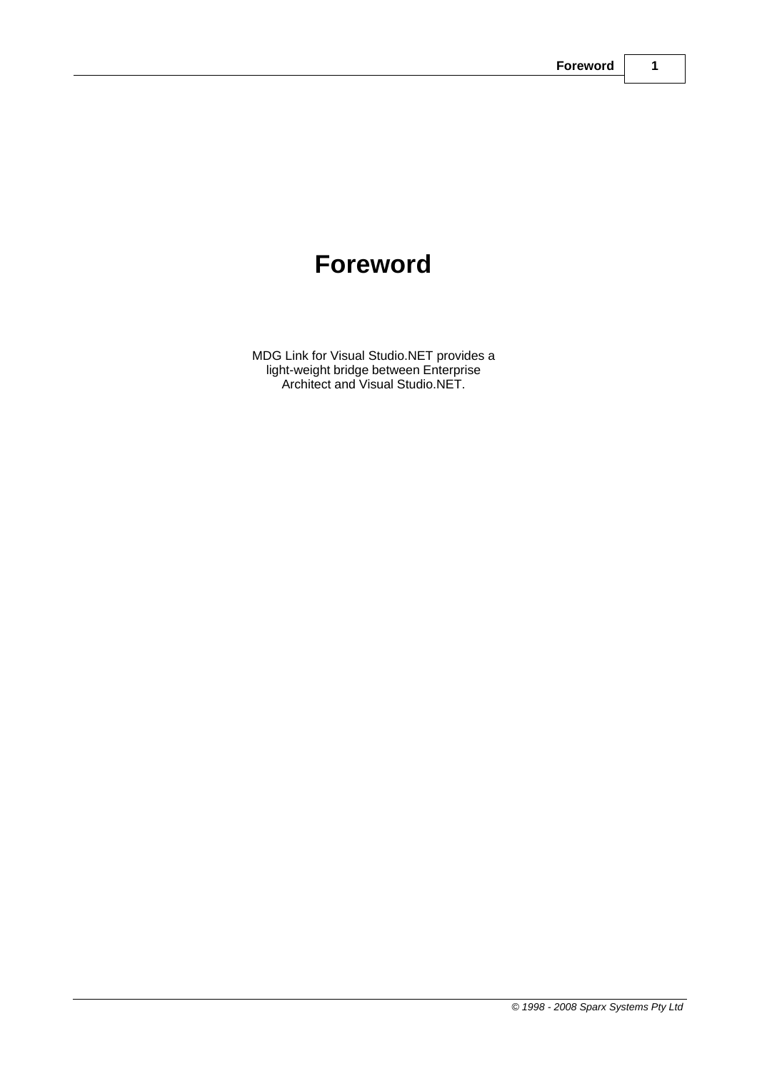# Foreword

MDG Link for Visual Studio.NET provides a light-weight bridge between Enterprise Architect and Visual Studio.NET.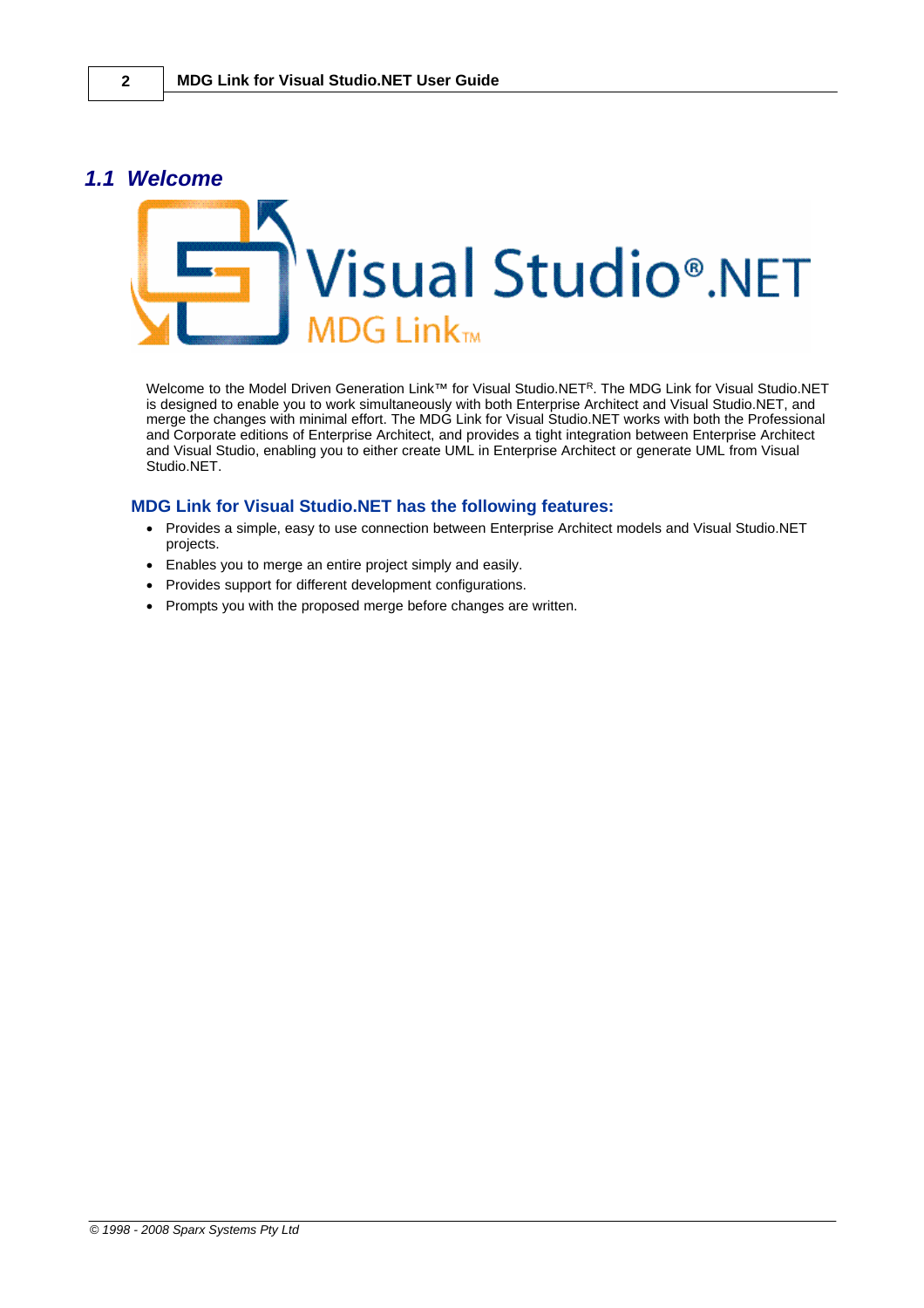## 1.1 Welcome

Welcome to the Model Driven Generation Link™ for Visual Studio.NET[R]. The MDG Link for Visual Studio.NET is designed to enable you to work simultaneously with both Enterprise Architect and Visual Studio.NET, and merge the changes with minimal effort. The MDG Link for Visual Studio.NET works with both the Professional and Corporate editions of Enterprise Architect, and provides a tight integration between Enterprise Architect and Visual Studio, enabling you to either create UML in Enterprise Architect or generate UML from Visual Studio.NET.

### MDG Link for Visual Studio.NET has the following features:

- Provides a simple, easy to use connection between Enterprise Architect models and Visual Studio.NET projects.
- Enables you to merge an entire project simply and easily.
- Provides support for different development configurations.
- Prompts you with the proposed merge before changes are written.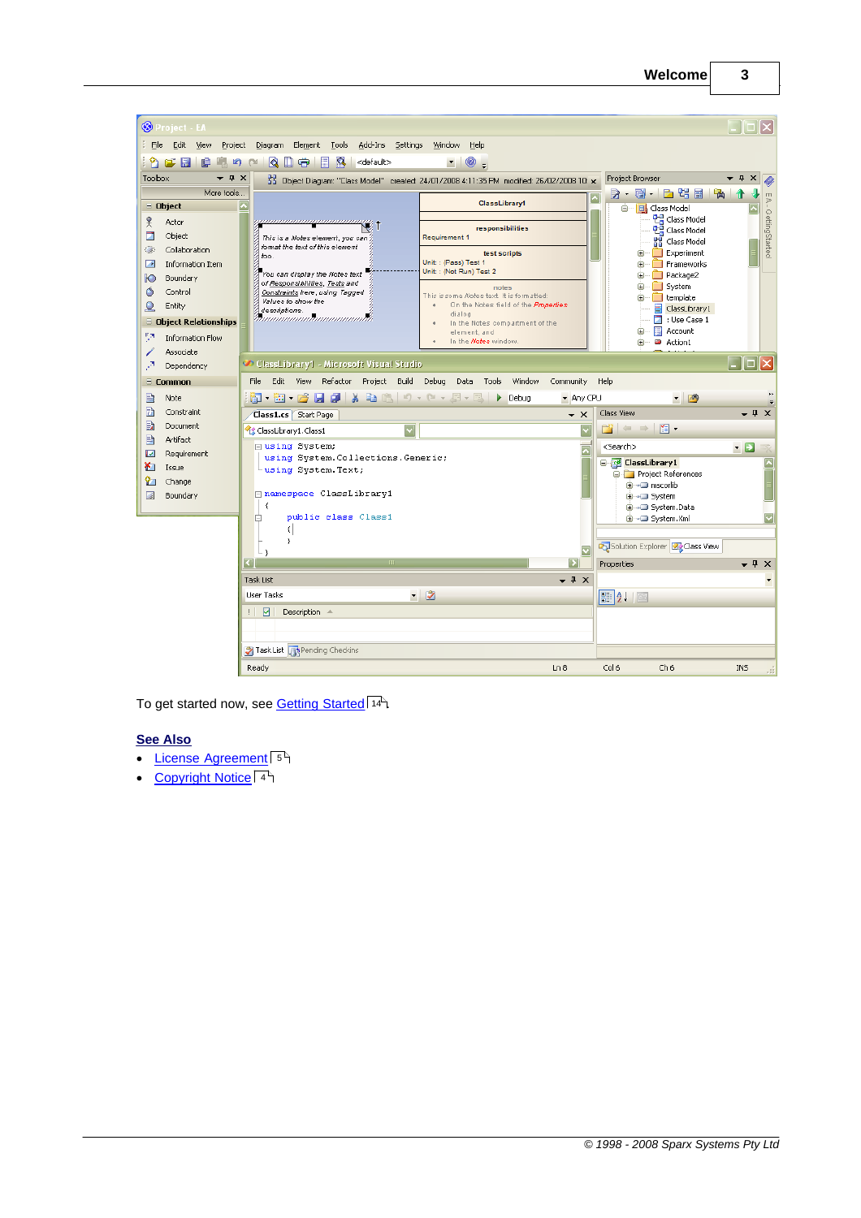To get started now, see Getting Started 14

**See Also**

- License Agreement 5
- Copyright Notice 4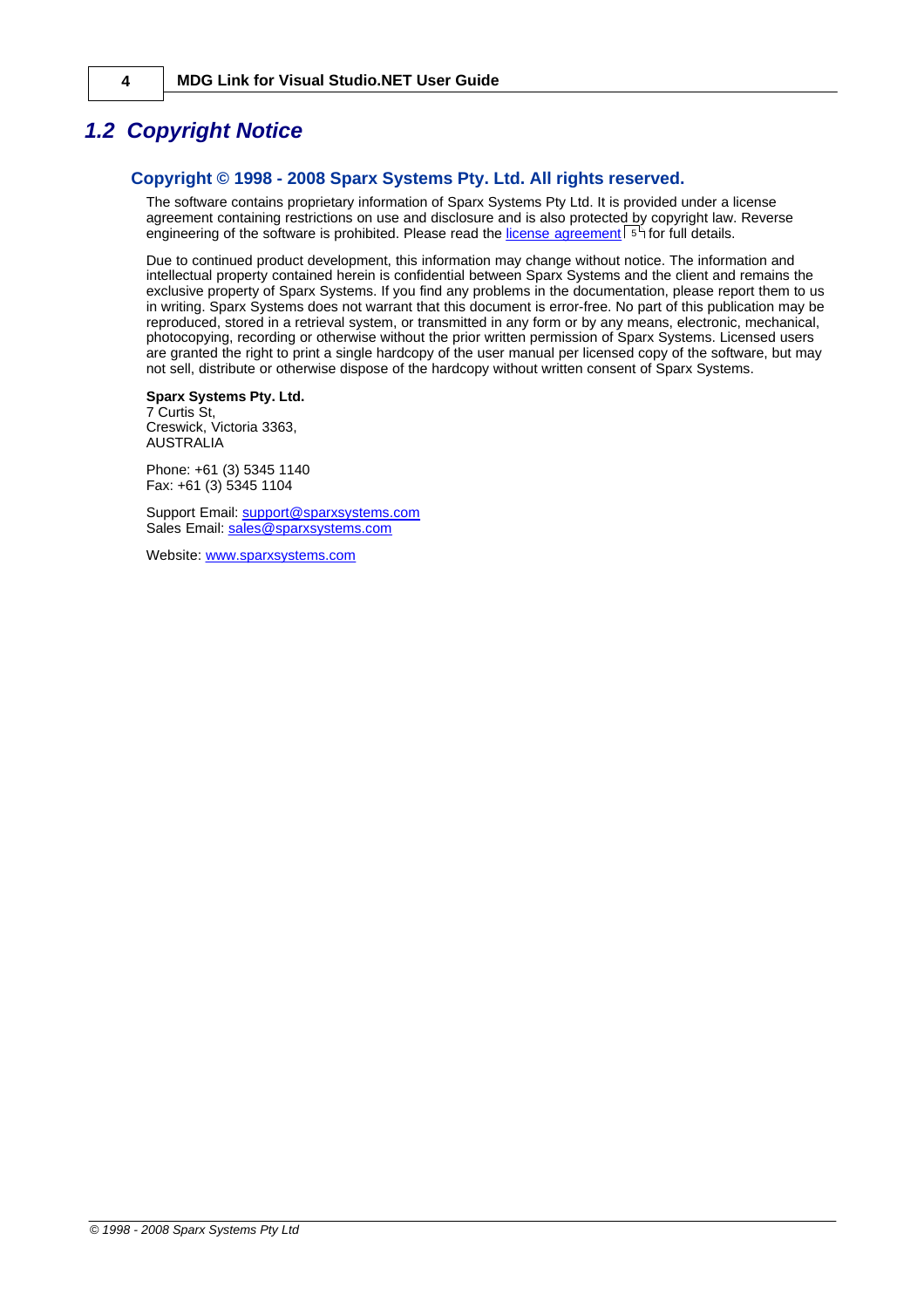## 1.2 Copyright Notice

### Copyright © 1998 - 2008 Sparx Systems Pty. Ltd. All rights reserved.

The software contains proprietary information of Sparx Systems Pty Ltd. It is provided under a license agreement containing restrictions on use and disclosure and is also protected by copyright law. Reverse engineering of the software is prohibited. Please read the license agreement [5] for full details.

Due to continued product development, this information may change without notice. The information and intellectual property contained herein is confidential between Sparx Systems and the client and remains the exclusive property of Sparx Systems. If you find any problems in the documentation, please report them to us in writing. Sparx Systems does not warrant that this document is error-free. No part of this publication may be reproduced, stored in a retrieval system, or transmitted in any form or by any means, electronic, mechanical, photocopying, recording or otherwise without the prior written permission of Sparx Systems. Licensed users are granted the right to print a single hardcopy of the user manual per licensed copy of the software, but may not sell, distribute or otherwise dispose of the hardcopy without written consent of Sparx Systems.

**Sparx Systems Pty. Ltd.**
7 Curtis St,
Creswick, Victoria 3363,
AUSTRALIA

Phone: +61 (3) 5345 1140
Fax: +61 (3) 5345 1104

Support Email: support@sparxsystems.com
Sales Email: sales@sparxsystems.com

Website: www.sparxsystems.com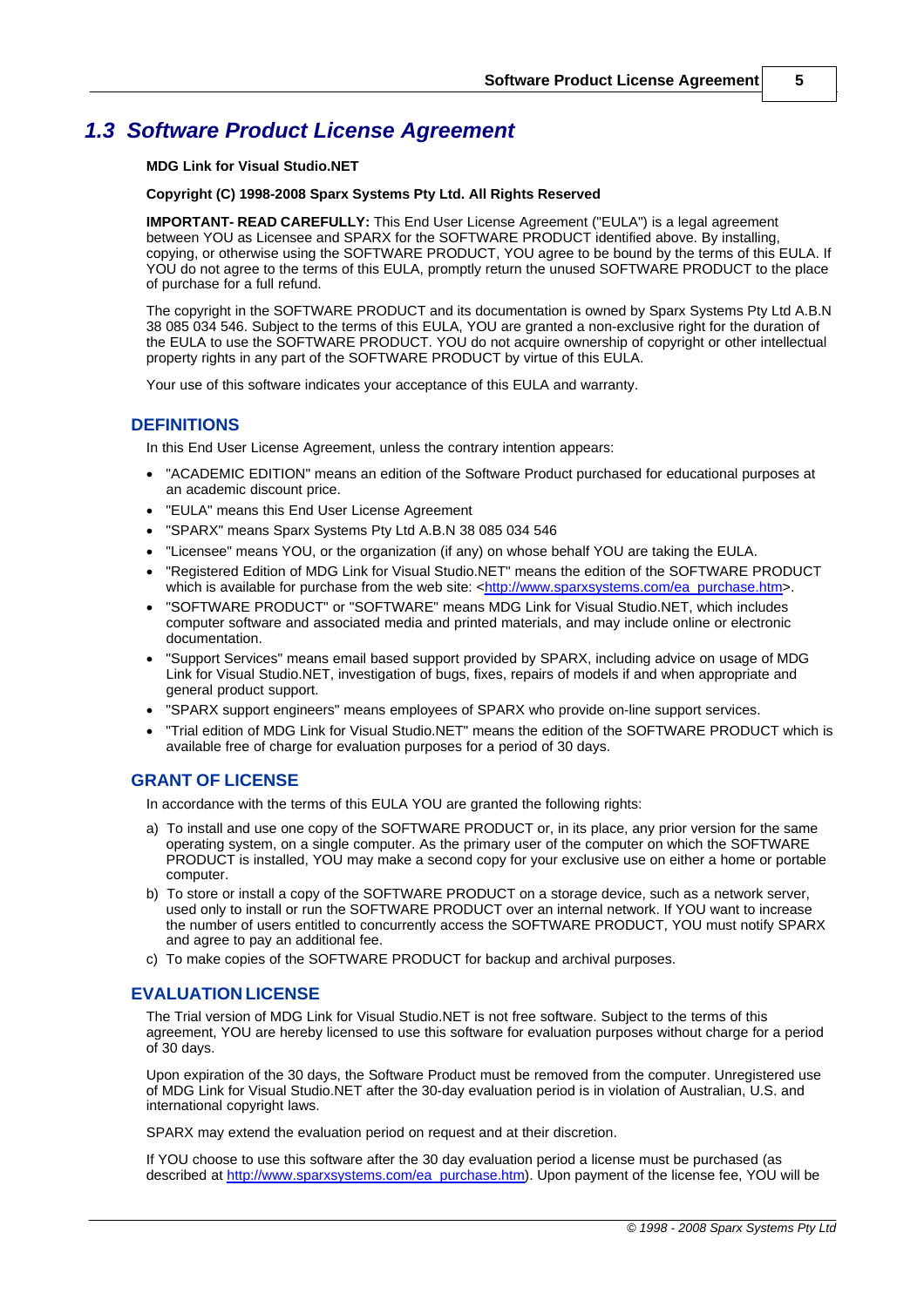## *1.3 Software Product License Agreement*

**MDG Link for Visual Studio.NET**

**Copyright (C) 1998-2008 Sparx Systems Pty Ltd. All Rights Reserved**

**IMPORTANT- READ CAREFULLY:** This End User License Agreement ("EULA") is a legal agreement between YOU as Licensee and SPARX for the SOFTWARE PRODUCT identified above. By installing, copying, or otherwise using the SOFTWARE PRODUCT, YOU agree to be bound by the terms of this EULA. If YOU do not agree to the terms of this EULA, promptly return the unused SOFTWARE PRODUCT to the place of purchase for a full refund.

The copyright in the SOFTWARE PRODUCT and its documentation is owned by Sparx Systems Pty Ltd A.B.N 38 085 034 546. Subject to the terms of this EULA, YOU are granted a non-exclusive right for the duration of the EULA to use the SOFTWARE PRODUCT. YOU do not acquire ownership of copyright or other intellectual property rights in any part of the SOFTWARE PRODUCT by virtue of this EULA.

Your use of this software indicates your acceptance of this EULA and warranty.

### DEFINITIONS

In this End User License Agreement, unless the contrary intention appears:

- "ACADEMIC EDITION" means an edition of the Software Product purchased for educational purposes at an academic discount price.
- "EULA" means this End User License Agreement
- "SPARX" means Sparx Systems Pty Ltd A.B.N 38 085 034 546
- "Licensee" means YOU, or the organization (if any) on whose behalf YOU are taking the EULA.
- "Registered Edition of MDG Link for Visual Studio.NET" means the edition of the SOFTWARE PRODUCT which is available for purchase from the web site: <http://www.sparxsystems.com/ea_purchase.htm>.
- "SOFTWARE PRODUCT" or "SOFTWARE" means MDG Link for Visual Studio.NET, which includes computer software and associated media and printed materials, and may include online or electronic documentation.
- "Support Services" means email based support provided by SPARX, including advice on usage of MDG Link for Visual Studio.NET, investigation of bugs, fixes, repairs of models if and when appropriate and general product support.
- "SPARX support engineers" means employees of SPARX who provide on-line support services.
- "Trial edition of MDG Link for Visual Studio.NET" means the edition of the SOFTWARE PRODUCT which is available free of charge for evaluation purposes for a period of 30 days.

### GRANT OF LICENSE

In accordance with the terms of this EULA YOU are granted the following rights:

a) To install and use one copy of the SOFTWARE PRODUCT or, in its place, any prior version for the same operating system, on a single computer. As the primary user of the computer on which the SOFTWARE PRODUCT is installed, YOU may make a second copy for your exclusive use on either a home or portable computer.

b) To store or install a copy of the SOFTWARE PRODUCT on a storage device, such as a network server, used only to install or run the SOFTWARE PRODUCT over an internal network. If YOU want to increase the number of users entitled to concurrently access the SOFTWARE PRODUCT, YOU must notify SPARX and agree to pay an additional fee.

c) To make copies of the SOFTWARE PRODUCT for backup and archival purposes.

### EVALUATION LICENSE

The Trial version of MDG Link for Visual Studio.NET is not free software. Subject to the terms of this agreement, YOU are hereby licensed to use this software for evaluation purposes without charge for a period of 30 days.

Upon expiration of the 30 days, the Software Product must be removed from the computer. Unregistered use of MDG Link for Visual Studio.NET after the 30-day evaluation period is in violation of Australian, U.S. and international copyright laws.

SPARX may extend the evaluation period on request and at their discretion.

If YOU choose to use this software after the 30 day evaluation period a license must be purchased (as described at http://www.sparxsystems.com/ea_purchase.htm). Upon payment of the license fee, YOU will be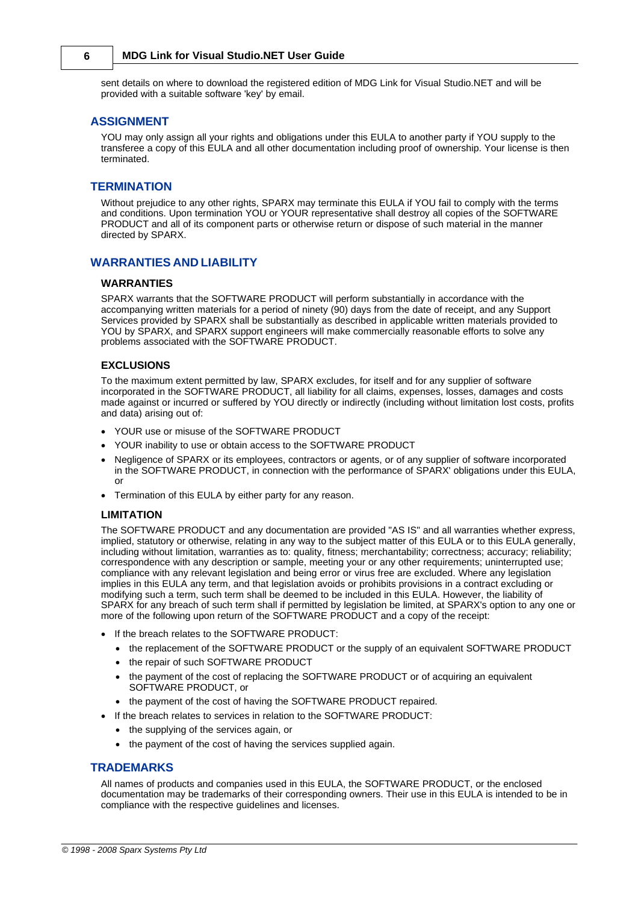sent details on where to download the registered edition of MDG Link for Visual Studio.NET and will be provided with a suitable software 'key' by email.

## ASSIGNMENT

YOU may only assign all your rights and obligations under this EULA to another party if YOU supply to the transferee a copy of this EULA and all other documentation including proof of ownership. Your license is then terminated.

## TERMINATION

Without prejudice to any other rights, SPARX may terminate this EULA if YOU fail to comply with the terms and conditions. Upon termination YOU or YOUR representative shall destroy all copies of the SOFTWARE PRODUCT and all of its component parts or otherwise return or dispose of such material in the manner directed by SPARX.

## WARRANTIES AND LIABILITY

### WARRANTIES

SPARX warrants that the SOFTWARE PRODUCT will perform substantially in accordance with the accompanying written materials for a period of ninety (90) days from the date of receipt, and any Support Services provided by SPARX shall be substantially as described in applicable written materials provided to YOU by SPARX, and SPARX support engineers will make commercially reasonable efforts to solve any problems associated with the SOFTWARE PRODUCT.

### EXCLUSIONS

To the maximum extent permitted by law, SPARX excludes, for itself and for any supplier of software incorporated in the SOFTWARE PRODUCT, all liability for all claims, expenses, losses, damages and costs made against or incurred or suffered by YOU directly or indirectly (including without limitation lost costs, profits and data) arising out of:

- YOUR use or misuse of the SOFTWARE PRODUCT
- YOUR inability to use or obtain access to the SOFTWARE PRODUCT
- Negligence of SPARX or its employees, contractors or agents, or of any supplier of software incorporated in the SOFTWARE PRODUCT, in connection with the performance of SPARX' obligations under this EULA, or
- Termination of this EULA by either party for any reason.

### LIMITATION

The SOFTWARE PRODUCT and any documentation are provided "AS IS" and all warranties whether express, implied, statutory or otherwise, relating in any way to the subject matter of this EULA or to this EULA generally, including without limitation, warranties as to: quality, fitness; merchantability; correctness; accuracy; reliability; correspondence with any description or sample, meeting your or any other requirements; uninterrupted use; compliance with any relevant legislation and being error or virus free are excluded. Where any legislation implies in this EULA any term, and that legislation avoids or prohibits provisions in a contract excluding or modifying such a term, such term shall be deemed to be included in this EULA. However, the liability of SPARX for any breach of such term shall if permitted by legislation be limited, at SPARX's option to any one or more of the following upon return of the SOFTWARE PRODUCT and a copy of the receipt:

- If the breach relates to the SOFTWARE PRODUCT:
  - the replacement of the SOFTWARE PRODUCT or the supply of an equivalent SOFTWARE PRODUCT
  - the repair of such SOFTWARE PRODUCT
  - the payment of the cost of replacing the SOFTWARE PRODUCT or of acquiring an equivalent SOFTWARE PRODUCT, or
  - the payment of the cost of having the SOFTWARE PRODUCT repaired.
- If the breach relates to services in relation to the SOFTWARE PRODUCT:
  - the supplying of the services again, or
  - the payment of the cost of having the services supplied again.

## TRADEMARKS

All names of products and companies used in this EULA, the SOFTWARE PRODUCT, or the enclosed documentation may be trademarks of their corresponding owners. Their use in this EULA is intended to be in compliance with the respective guidelines and licenses.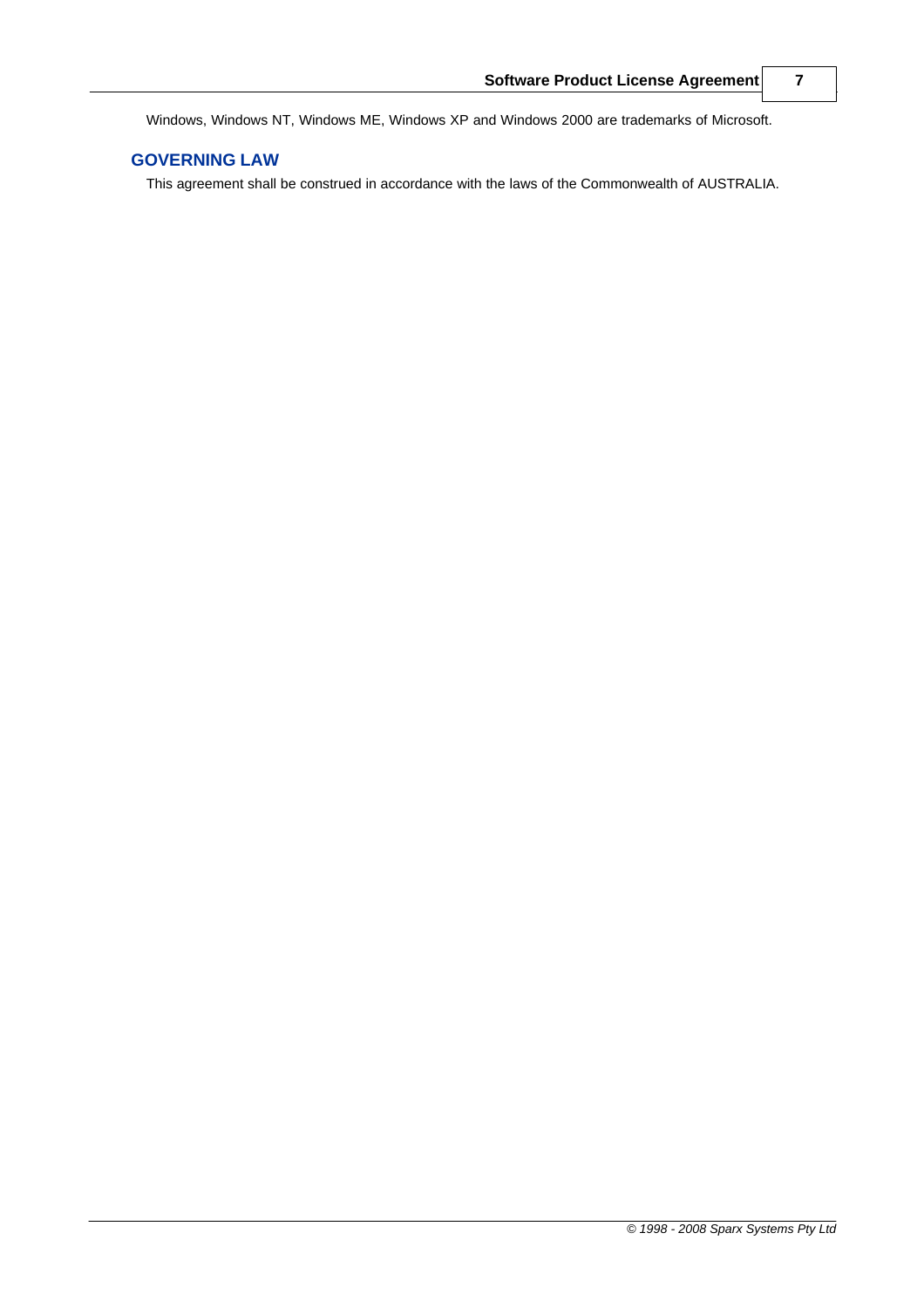Windows, Windows NT, Windows ME, Windows XP and Windows 2000 are trademarks of Microsoft.

## GOVERNING LAW

This agreement shall be construed in accordance with the laws of the Commonwealth of AUSTRALIA.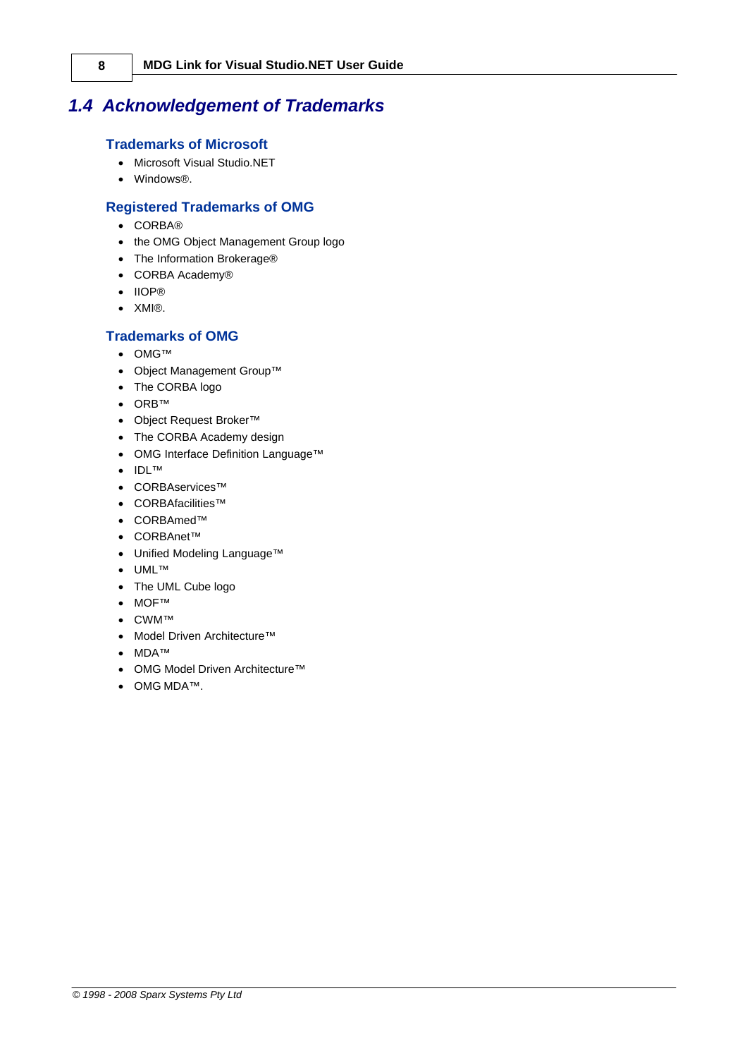## 1.4 Acknowledgement of Trademarks

### Trademarks of Microsoft

- Microsoft Visual Studio.NET
- Windows®.

### Registered Trademarks of OMG

- CORBA®
- the OMG Object Management Group logo
- The Information Brokerage®
- CORBA Academy®
- IIOP®
- XMI®.

### Trademarks of OMG

- OMG™
- Object Management Group™
- The CORBA logo
- ORB™
- Object Request Broker™
- The CORBA Academy design
- OMG Interface Definition Language™
- IDL™
- CORBAservices™
- CORBAfacilities™
- CORBAmed™
- CORBAnet™
- Unified Modeling Language™
- UML™
- The UML Cube logo
- MOF™
- CWM™
- Model Driven Architecture™
- MDA™
- OMG Model Driven Architecture™
- OMG MDA™.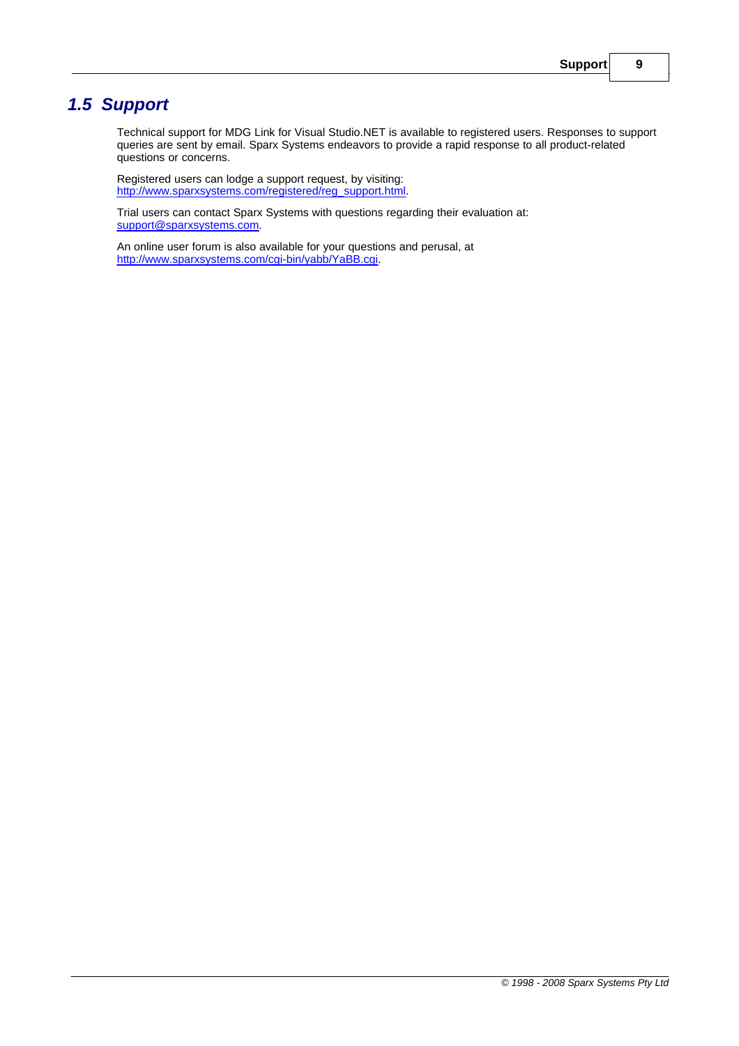## 1.5 Support

Technical support for MDG Link for Visual Studio.NET is available to registered users. Responses to support queries are sent by email. Sparx Systems endeavors to provide a rapid response to all product-related questions or concerns.

Registered users can lodge a support request, by visiting:
[http://www.sparxsystems.com/registered/reg_support.html](http://www.sparxsystems.com/registered/reg_support.html).

Trial users can contact Sparx Systems with questions regarding their evaluation at:
[support@sparxsystems.com](mailto:support@sparxsystems.com).

An online user forum is also available for your questions and perusal, at
[http://www.sparxsystems.com/cgi-bin/yabb/YaBB.cgi](http://www.sparxsystems.com/cgi-bin/yabb/YaBB.cgi).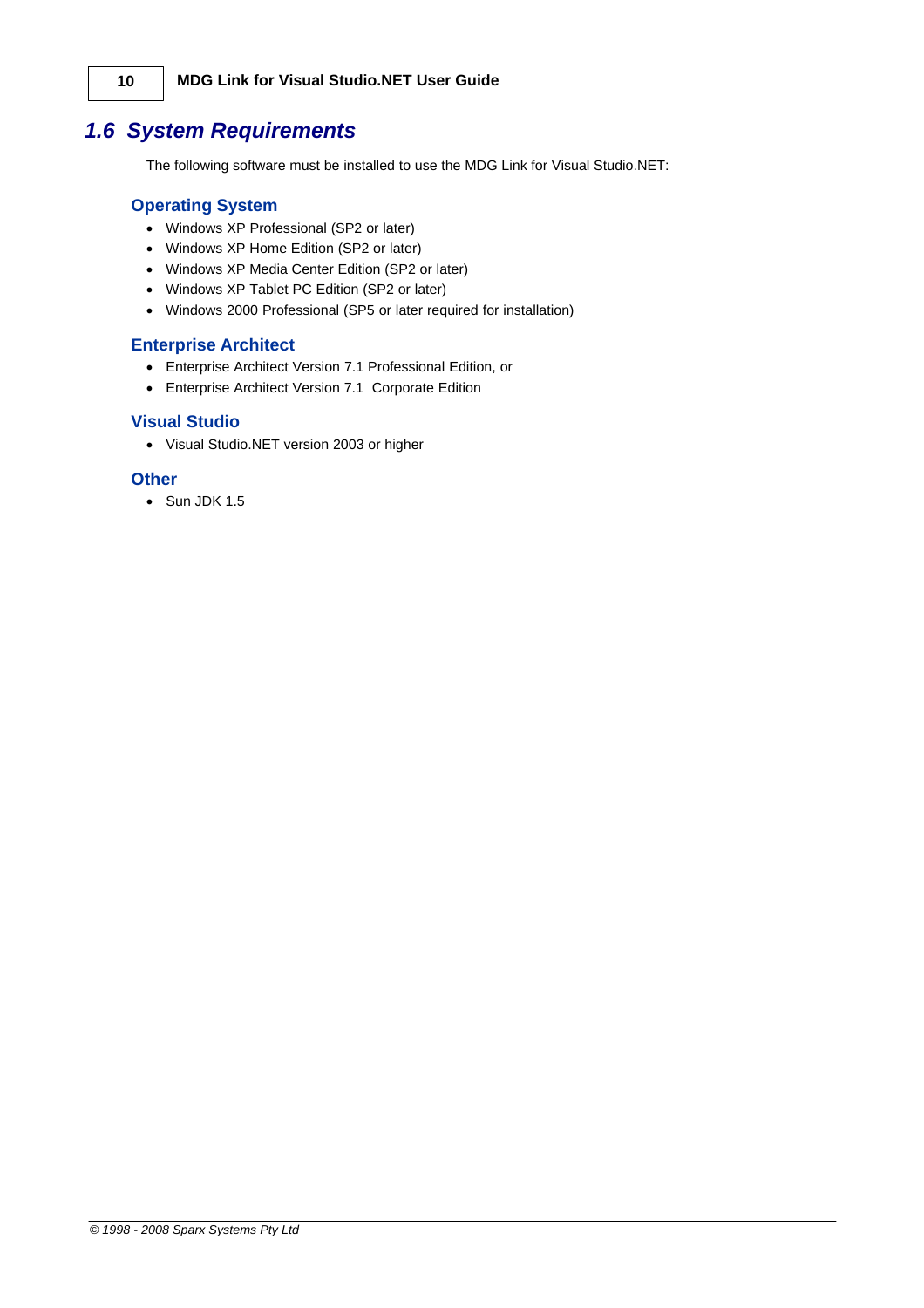## 1.6 System Requirements

The following software must be installed to use the MDG Link for Visual Studio.NET:

### Operating System

- Windows XP Professional (SP2 or later)
- Windows XP Home Edition (SP2 or later)
- Windows XP Media Center Edition (SP2 or later)
- Windows XP Tablet PC Edition (SP2 or later)
- Windows 2000 Professional (SP5 or later required for installation)

### Enterprise Architect

- Enterprise Architect Version 7.1 Professional Edition, or
- Enterprise Architect Version 7.1  Corporate Edition

### Visual Studio

- Visual Studio.NET version 2003 or higher

### Other

- Sun JDK 1.5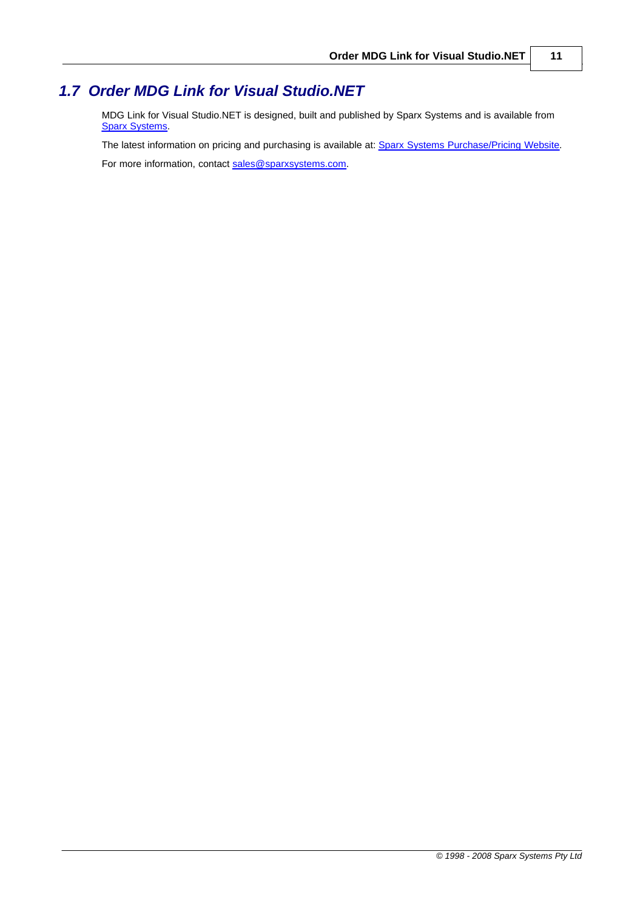## 1.7 Order MDG Link for Visual Studio.NET

MDG Link for Visual Studio.NET is designed, built and published by Sparx Systems and is available from Sparx Systems.

The latest information on pricing and purchasing is available at: Sparx Systems Purchase/Pricing Website.

For more information, contact sales@sparxsystems.com.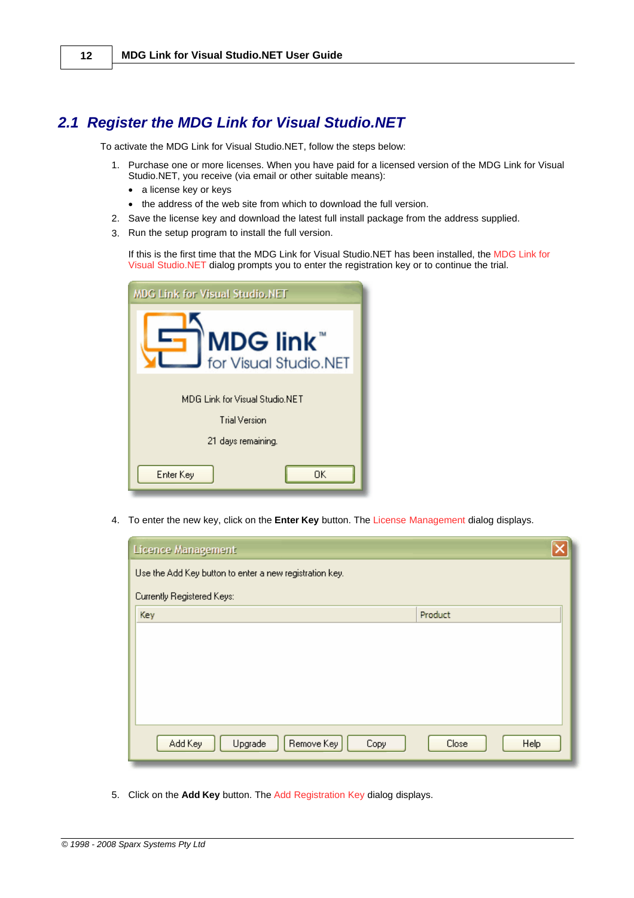## 2.1 Register the MDG Link for Visual Studio.NET

To activate the MDG Link for Visual Studio.NET, follow the steps below:

1. Purchase one or more licenses. When you have paid for a licensed version of the MDG Link for Visual Studio.NET, you receive (via email or other suitable means):
   - a license key or keys
   - the address of the web site from which to download the full version.
2. Save the license key and download the latest full install package from the address supplied.
3. Run the setup program to install the full version.

   If this is the first time that the MDG Link for Visual Studio.NET has been installed, the MDG Link for Visual Studio.NET dialog prompts you to enter the registration key or to continue the trial.

4. To enter the new key, click on the **Enter Key** button. The License Management dialog displays.

5. Click on the **Add Key** button. The Add Registration Key dialog displays.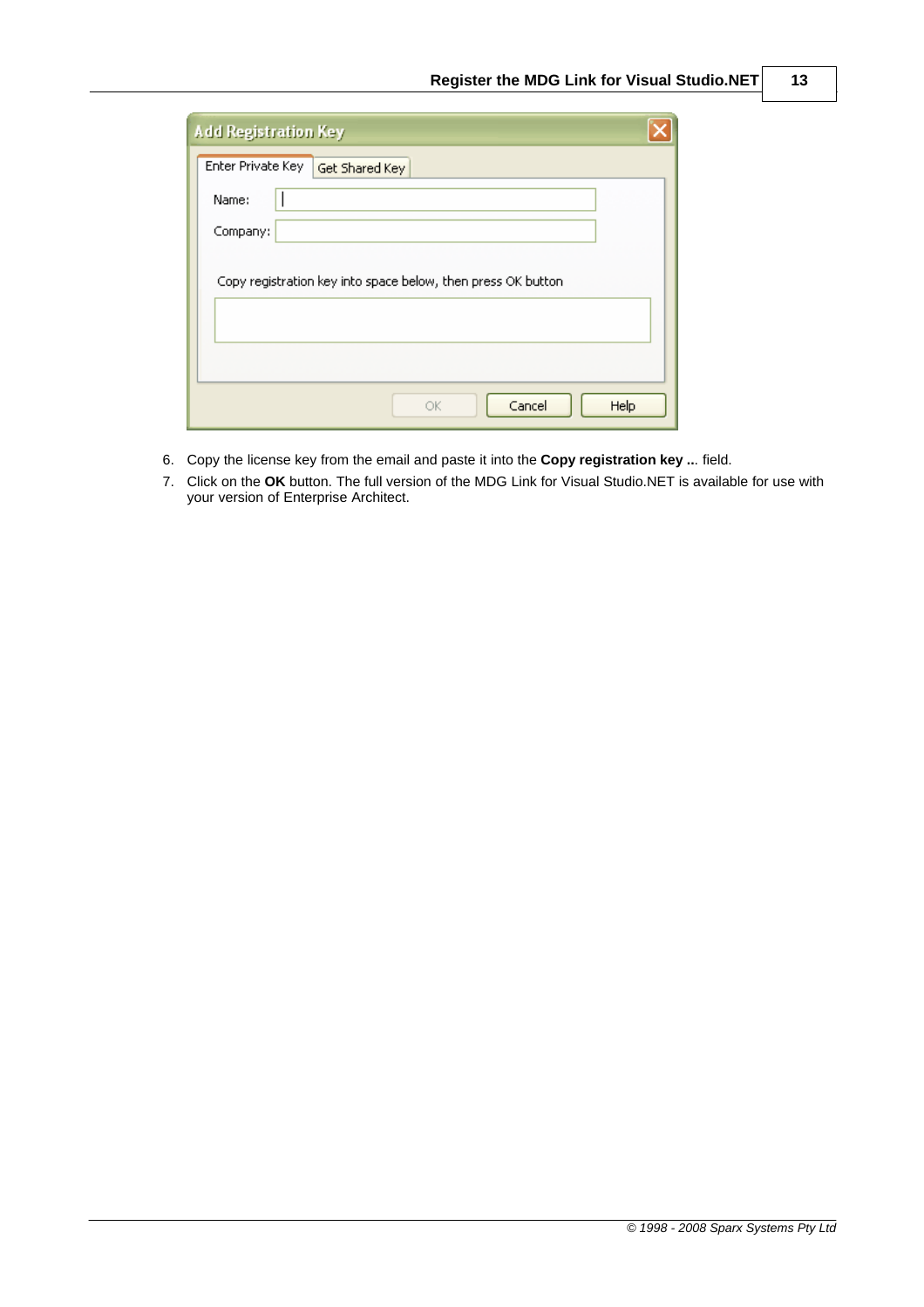6. Copy the license key from the email and paste it into the **Copy registration key ...** field.
7. Click on the **OK** button. The full version of the MDG Link for Visual Studio.NET is available for use with your version of Enterprise Architect.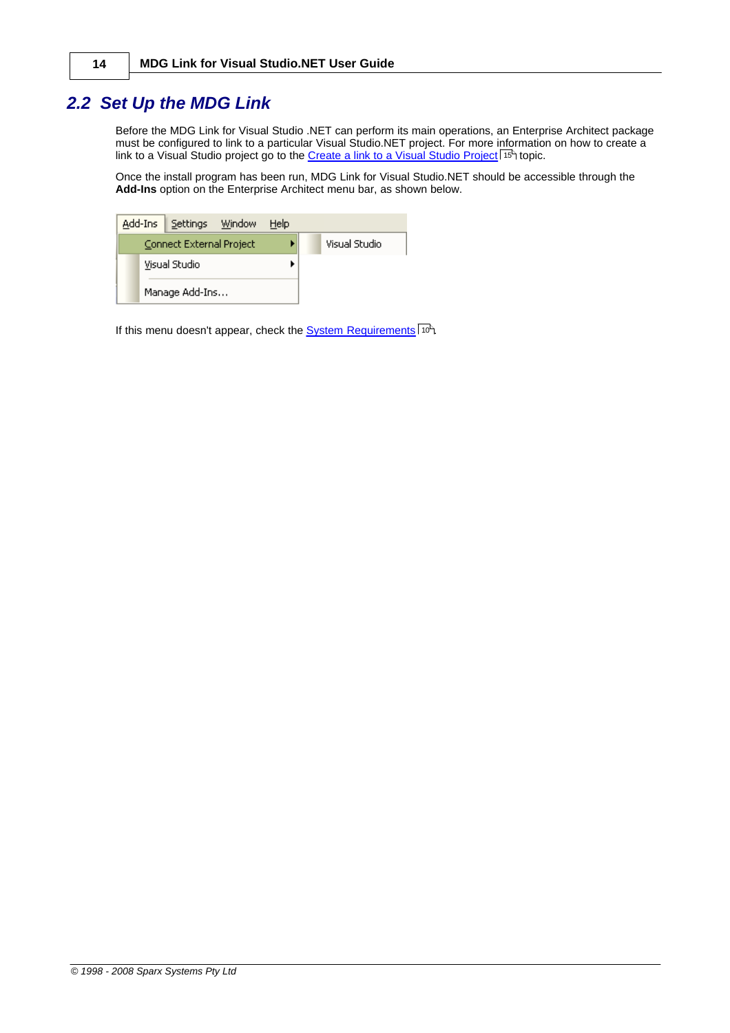## 2.2 Set Up the MDG Link

Before the MDG Link for Visual Studio .NET can perform its main operations, an Enterprise Architect package must be configured to link to a particular Visual Studio.NET project. For more information on how to create a link to a Visual Studio project go to the Create a link to a Visual Studio Project [15] topic.

Once the install program has been run, MDG Link for Visual Studio.NET should be accessible through the **Add-Ins** option on the Enterprise Architect menu bar, as shown below.

If this menu doesn't appear, check the System Requirements [10].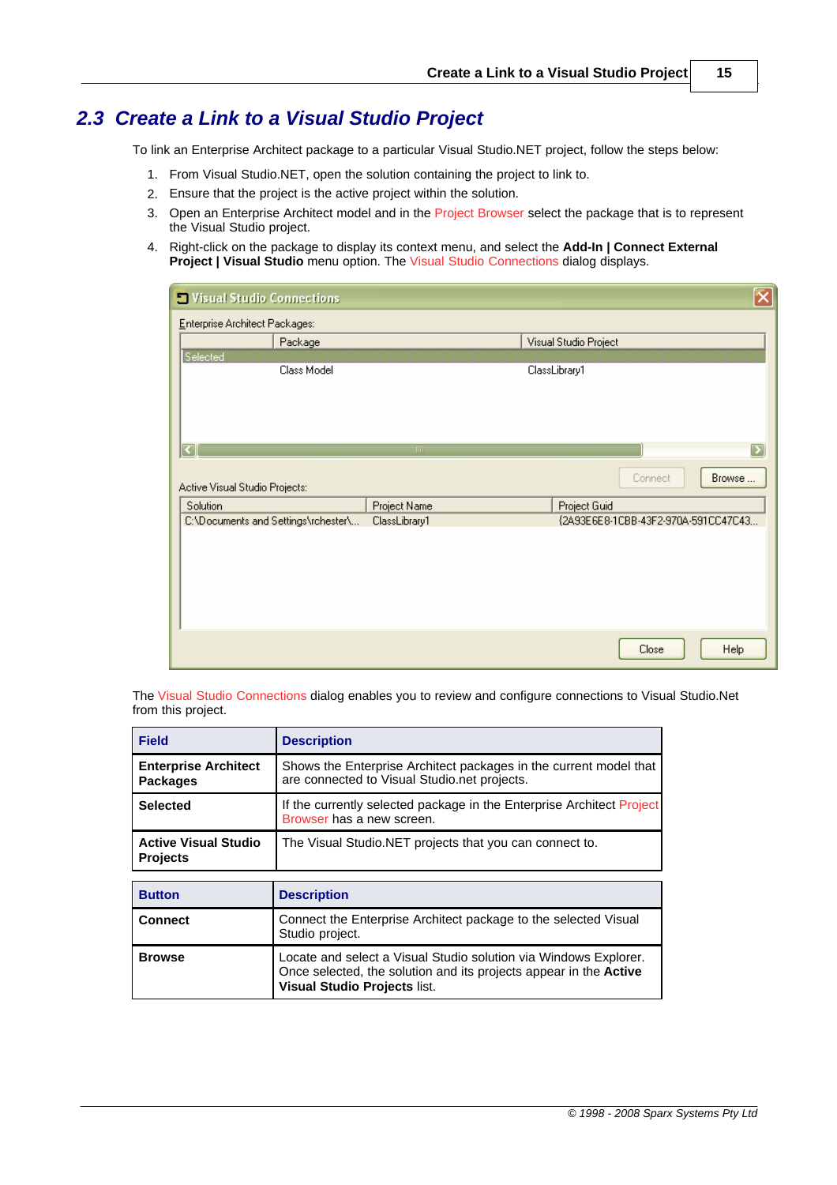## 2.3 Create a Link to a Visual Studio Project

To link an Enterprise Architect package to a particular Visual Studio.NET project, follow the steps below:

1. From Visual Studio.NET, open the solution containing the project to link to.
2. Ensure that the project is the active project within the solution.
3. Open an Enterprise Architect model and in the Project Browser select the package that is to represent the Visual Studio project.
4. Right-click on the package to display its context menu, and select the **Add-In | Connect External Project | Visual Studio** menu option. The Visual Studio Connections dialog displays.

The Visual Studio Connections dialog enables you to review and configure connections to Visual Studio.Net from this project.

| Field | Description |
|---|---|
| **Enterprise Architect Packages** | Shows the Enterprise Architect packages in the current model that are connected to Visual Studio.net projects. |
| **Selected** | If the currently selected package in the Enterprise Architect Project Browser has a new screen. |
| **Active Visual Studio Projects** | The Visual Studio.NET projects that you can connect to. |

| Button | Description |
|---|---|
| **Connect** | Connect the Enterprise Architect package to the selected Visual Studio project. |
| **Browse** | Locate and select a Visual Studio solution via Windows Explorer. Once selected, the solution and its projects appear in the **Active Visual Studio Projects** list. |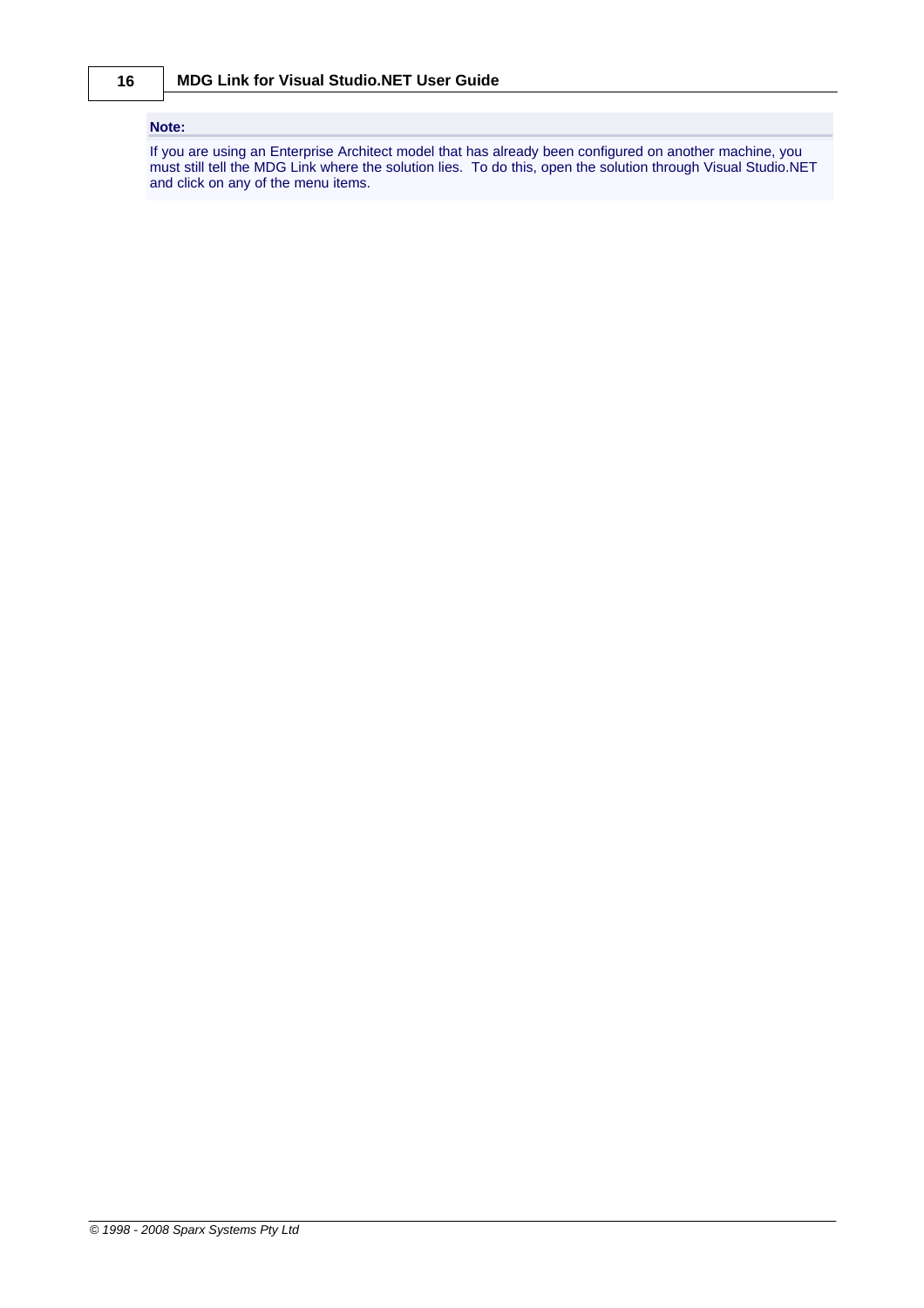**Note:**

If you are using an Enterprise Architect model that has already been configured on another machine, you must still tell the MDG Link where the solution lies. To do this, open the solution through Visual Studio.NET and click on any of the menu items.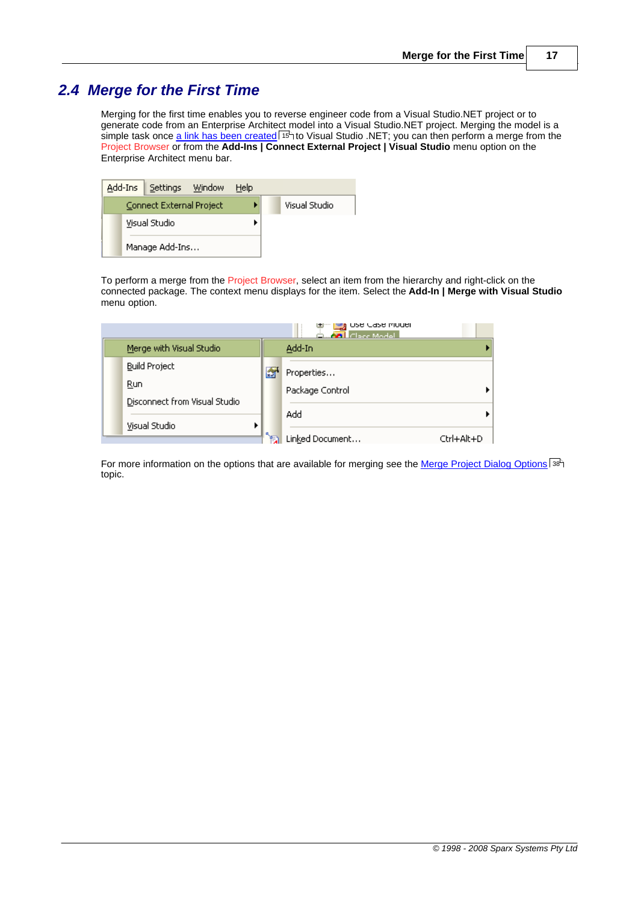## 2.4 Merge for the First Time

Merging for the first time enables you to reverse engineer code from a Visual Studio.NET project or to generate code from an Enterprise Architect model into a Visual Studio.NET project. Merging the model is a simple task once a link has been created [15] to Visual Studio .NET; you can then perform a merge from the Project Browser or from the **Add-Ins | Connect External Project | Visual Studio** menu option on the Enterprise Architect menu bar.

To perform a merge from the Project Browser, select an item from the hierarchy and right-click on the connected package. The context menu displays for the item. Select the **Add-In | Merge with Visual Studio** menu option.

For more information on the options that are available for merging see the Merge Project Dialog Options [38] topic.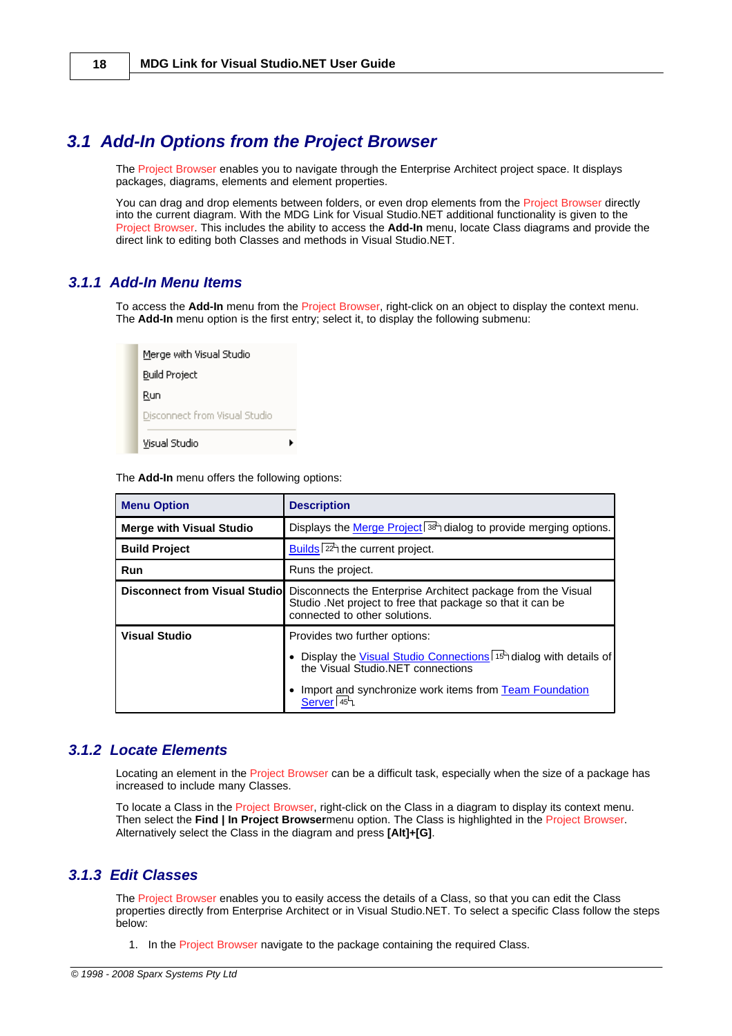## 3.1 Add-In Options from the Project Browser

The Project Browser enables you to navigate through the Enterprise Architect project space. It displays packages, diagrams, elements and element properties.

You can drag and drop elements between folders, or even drop elements from the Project Browser directly into the current diagram. With the MDG Link for Visual Studio.NET additional functionality is given to the Project Browser. This includes the ability to access the **Add-In** menu, locate Class diagrams and provide the direct link to editing both Classes and methods in Visual Studio.NET.

### 3.1.1 Add-In Menu Items

To access the **Add-In** menu from the Project Browser, right-click on an object to display the context menu. The **Add-In** menu option is the first entry; select it, to display the following submenu:

Merge with Visual Studio
Build Project
Run
Disconnect from Visual Studio
Visual Studio ▸

The **Add-In** menu offers the following options:

| Menu Option | Description |
|---|---|
| **Merge with Visual Studio** | Displays the Merge Project [38] dialog to provide merging options. |
| **Build Project** | Builds [22] the current project. |
| **Run** | Runs the project. |
| **Disconnect from Visual Studio** | Disconnects the Enterprise Architect package from the Visual Studio .Net project to free that package so that it can be connected to other solutions. |
| **Visual Studio** | Provides two further options:<br>• Display the Visual Studio Connections [15] dialog with details of the Visual Studio.NET connections<br>• Import and synchronize work items from Team Foundation Server [45]. |

### 3.1.2 Locate Elements

Locating an element in the Project Browser can be a difficult task, especially when the size of a package has increased to include many Classes.

To locate a Class in the Project Browser, right-click on the Class in a diagram to display its context menu. Then select the **Find | In Project Browser**menu option. The Class is highlighted in the Project Browser. Alternatively select the Class in the diagram and press **[Alt]+[G]**.

### 3.1.3 Edit Classes

The Project Browser enables you to easily access the details of a Class, so that you can edit the Class properties directly from Enterprise Architect or in Visual Studio.NET. To select a specific Class follow the steps below:

1. In the Project Browser navigate to the package containing the required Class.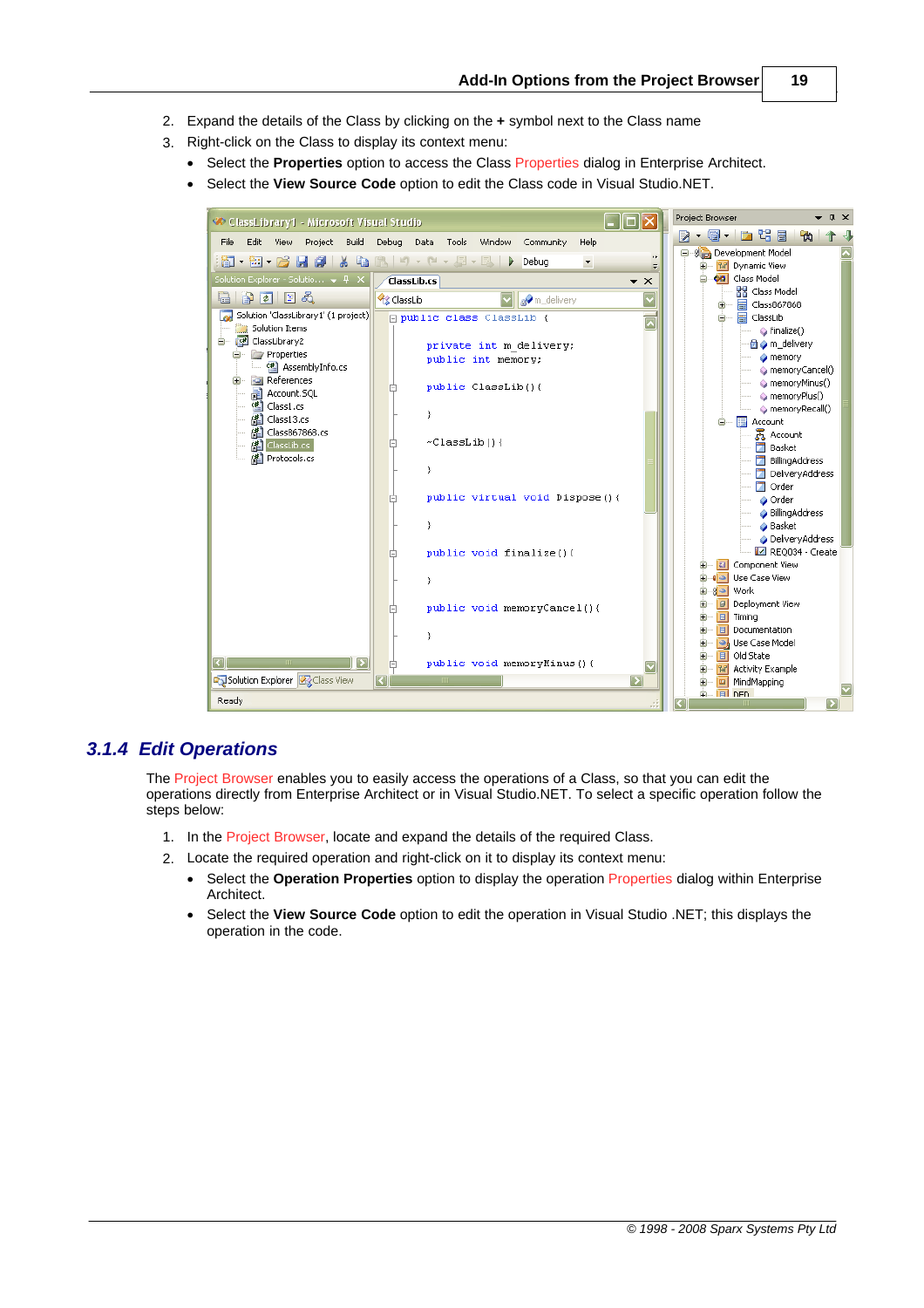2. Expand the details of the Class by clicking on the **+** symbol next to the Class name
3. Right-click on the Class to display its context menu:
   - Select the **Properties** option to access the Class Properties dialog in Enterprise Architect.
   - Select the **View Source Code** option to edit the Class code in Visual Studio.NET.

### 3.1.4 Edit Operations

The Project Browser enables you to easily access the operations of a Class, so that you can edit the operations directly from Enterprise Architect or in Visual Studio.NET. To select a specific operation follow the steps below:

1. In the Project Browser, locate and expand the details of the required Class.
2. Locate the required operation and right-click on it to display its context menu:
   - Select the **Operation Properties** option to display the operation Properties dialog within Enterprise Architect.
   - Select the **View Source Code** option to edit the operation in Visual Studio .NET; this displays the operation in the code.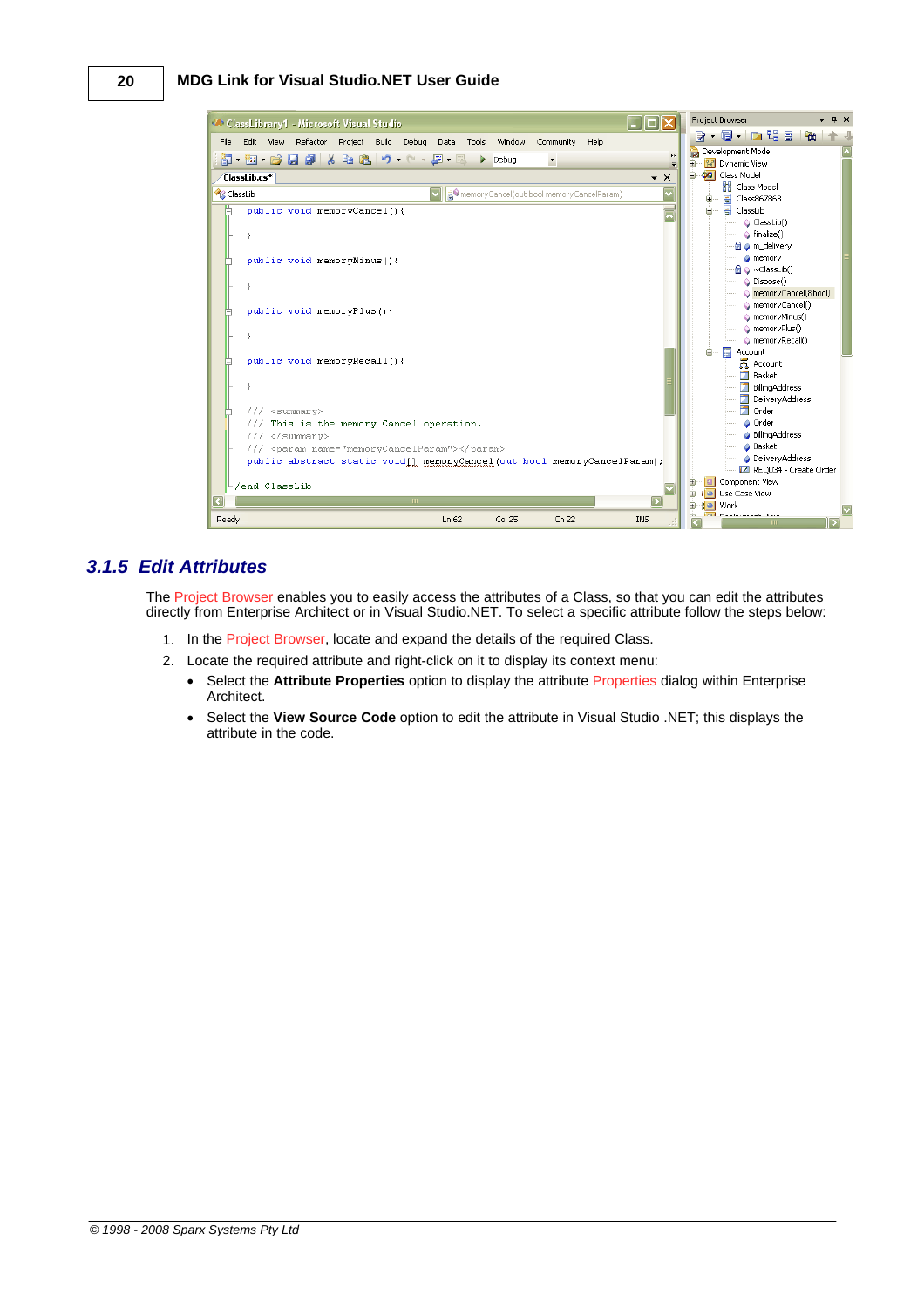### 3.1.5 Edit Attributes

The Project Browser enables you to easily access the attributes of a Class, so that you can edit the attributes directly from Enterprise Architect or in Visual Studio.NET. To select a specific attribute follow the steps below:

1. In the Project Browser, locate and expand the details of the required Class.
2. Locate the required attribute and right-click on it to display its context menu:
   - Select the **Attribute Properties** option to display the attribute Properties dialog within Enterprise Architect.
   - Select the **View Source Code** option to edit the attribute in Visual Studio .NET; this displays the attribute in the code.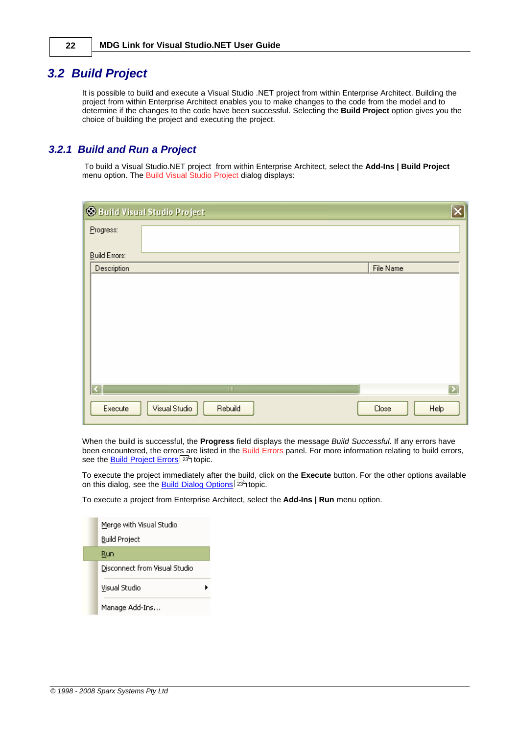## 3.2 Build Project

It is possible to build and execute a Visual Studio .NET project from within Enterprise Architect. Building the project from within Enterprise Architect enables you to make changes to the code from the model and to determine if the changes to the code have been successful. Selecting the **Build Project** option gives you the choice of building the project and executing the project.

### 3.2.1 Build and Run a Project

To build a Visual Studio.NET project from within Enterprise Architect, select the **Add-Ins | Build Project** menu option. The Build Visual Studio Project dialog displays:

When the build is successful, the **Progress** field displays the message *Build Successful*. If any errors have been encountered, the errors are listed in the Build Errors panel. For more information relating to build errors, see the Build Project Errors [23] topic.

To execute the project immediately after the build, click on the **Execute** button. For the other options available on this dialog, see the Build Dialog Options [23] topic.

To execute a project from Enterprise Architect, select the **Add-Ins | Run** menu option.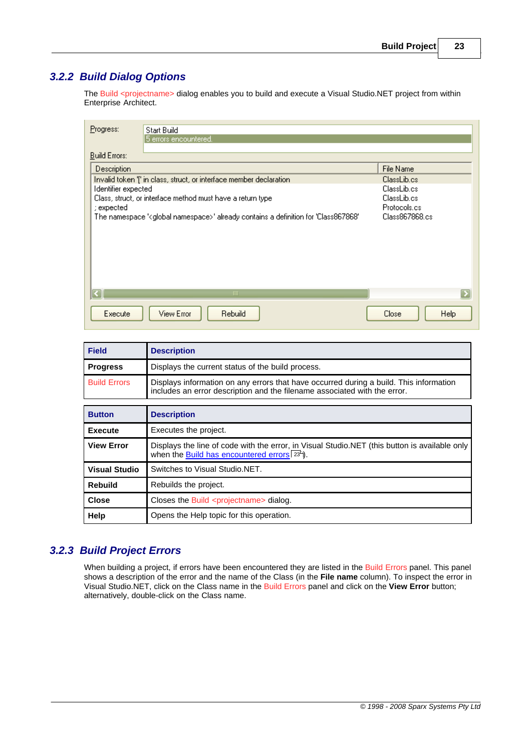### 3.2.2 Build Dialog Options

The Build <projectname> dialog enables you to build and execute a Visual Studio.NET project from within Enterprise Architect.

| Field | Description |
| --- | --- |
| **Progress** | Displays the current status of the build process. |
| Build Errors | Displays information on any errors that have occurred during a build. This information includes an error description and the filename associated with the error. |

| Button | Description |
| --- | --- |
| **Execute** | Executes the project. |
| **View Error** | Displays the line of code with the error, in Visual Studio.NET (this button is available only when the Build has encountered errors 23). |
| **Visual Studio** | Switches to Visual Studio.NET. |
| **Rebuild** | Rebuilds the project. |
| **Close** | Closes the Build <projectname> dialog. |
| **Help** | Opens the Help topic for this operation. |

### 3.2.3 Build Project Errors

When building a project, if errors have been encountered they are listed in the Build Errors panel. This panel shows a description of the error and the name of the Class (in the **File name** column). To inspect the error in Visual Studio.NET, click on the Class name in the Build Errors panel and click on the **View Error** button; alternatively, double-click on the Class name.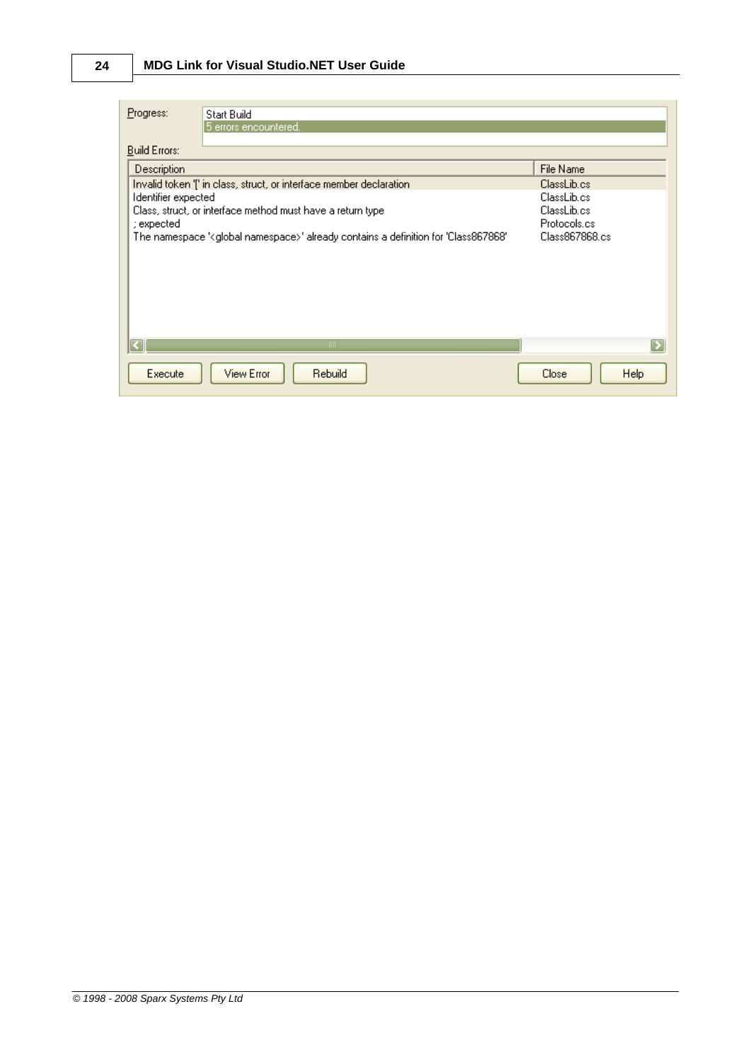Progress:

Start Build
5 errors encountered.

Build Errors:

| Description | File Name |
| --- | --- |
| Invalid token '[' in class, struct, or interface member declaration | ClassLib.cs |
| Identifier expected | ClassLib.cs |
| Class, struct, or interface method must have a return type | ClassLib.cs |
| ; expected | Protocols.cs |
| The namespace '<global namespace>' already contains a definition for 'Class867868' | Class867868.cs |

Execute | View Error | Rebuild | Close | Help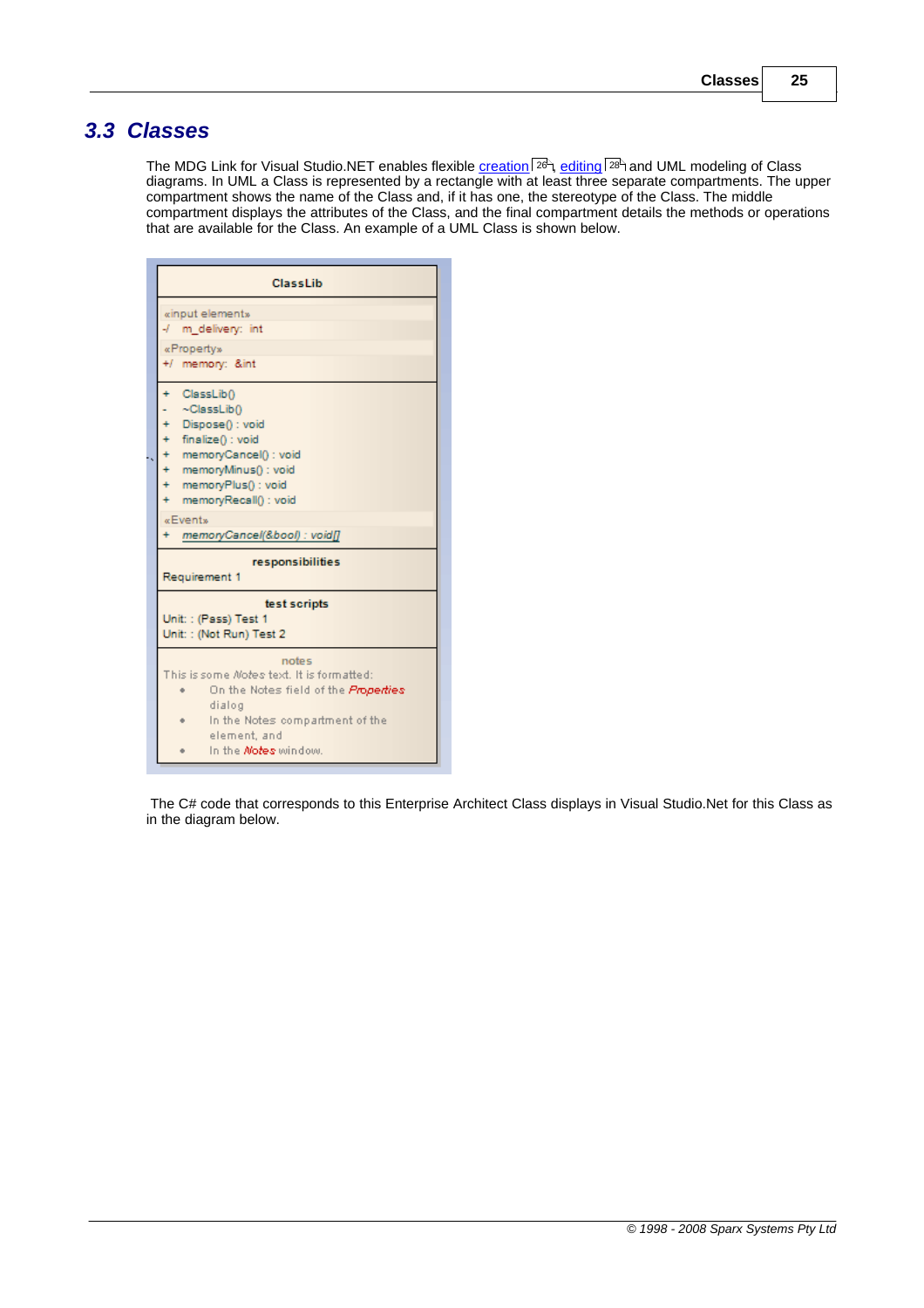## 3.3 Classes

The MDG Link for Visual Studio.NET enables flexible creation [26], editing [28] and UML modeling of Class diagrams. In UML a Class is represented by a rectangle with at least three separate compartments. The upper compartment shows the name of the Class and, if it has one, the stereotype of the Class. The middle compartment displays the attributes of the Class, and the final compartment details the methods or operations that are available for the Class. An example of a UML Class is shown below.

```
ClassLib

«input element»
-/  m_delivery: int
«Property»
+/  memory: &int

+  ClassLib()
-  ~ClassLib()
+  Dispose() : void
+  finalize() : void
+  memoryCancel() : void
+  memoryMinus() : void
+  memoryPlus() : void
+  memoryRecall() : void
«Event»
+  memoryCancel(&bool) : void[]

responsibilities
Requirement 1

test scripts
Unit: : (Pass) Test 1
Unit: : (Not Run) Test 2

notes
This is some Notes text. It is formatted:
  •  On the Notes field of the Properties dialog
  •  In the Notes compartment of the element, and
  •  In the Notes window.
```

The C# code that corresponds to this Enterprise Architect Class displays in Visual Studio.Net for this Class as in the diagram below.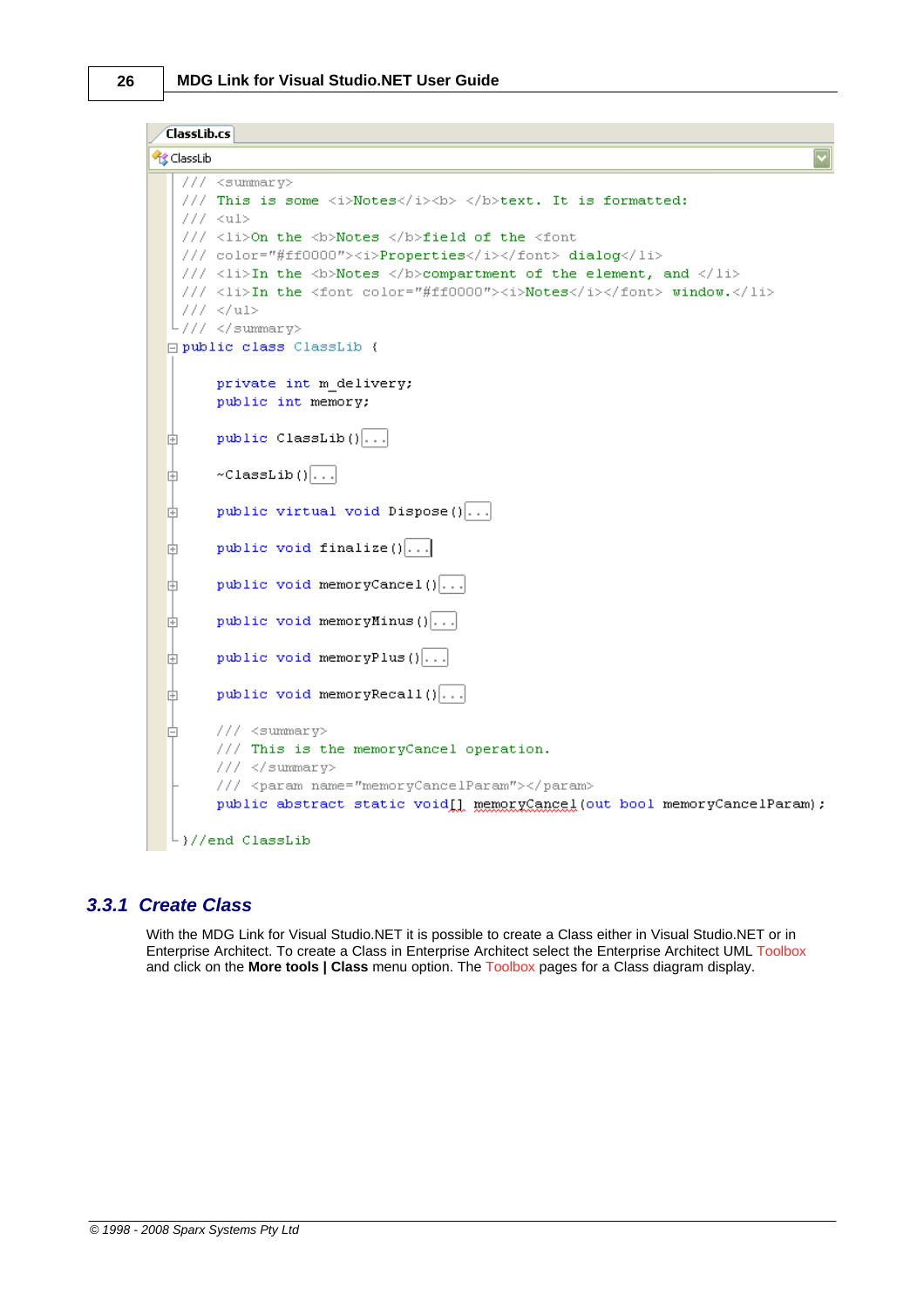```
ClassLib.cs
ClassLib

/// <summary>
/// This is some <i>Notes</i><b> </b>text. It is formatted:
/// <ul>
/// <li>On the <b>Notes </b>field of the <font
/// color="#ff0000"><i>Properties</i></font> dialog</li>
/// <li>In the <b>Notes </b>compartment of the element, and </li>
/// <li>In the <font color="#ff0000"><i>Notes</i></font> window.</li>
/// </ul>
/// </summary>
public class ClassLib {

    private int m_delivery;
    public int memory;

    public ClassLib()...

    ~ClassLib()...

    public virtual void Dispose()...

    public void finalize()...

    public void memoryCancel()...

    public void memoryMinus()...

    public void memoryPlus()...

    public void memoryRecall()...

    /// <summary>
    /// This is the memoryCancel operation.
    /// </summary>
    /// <param name="memoryCancelParam"></param>
    public abstract static void[] memoryCancel(out bool memoryCancelParam);

}//end ClassLib
```

### 3.3.1 Create Class

With the MDG Link for Visual Studio.NET it is possible to create a Class either in Visual Studio.NET or in Enterprise Architect. To create a Class in Enterprise Architect select the Enterprise Architect UML Toolbox and click on the **More tools | Class** menu option. The Toolbox pages for a Class diagram display.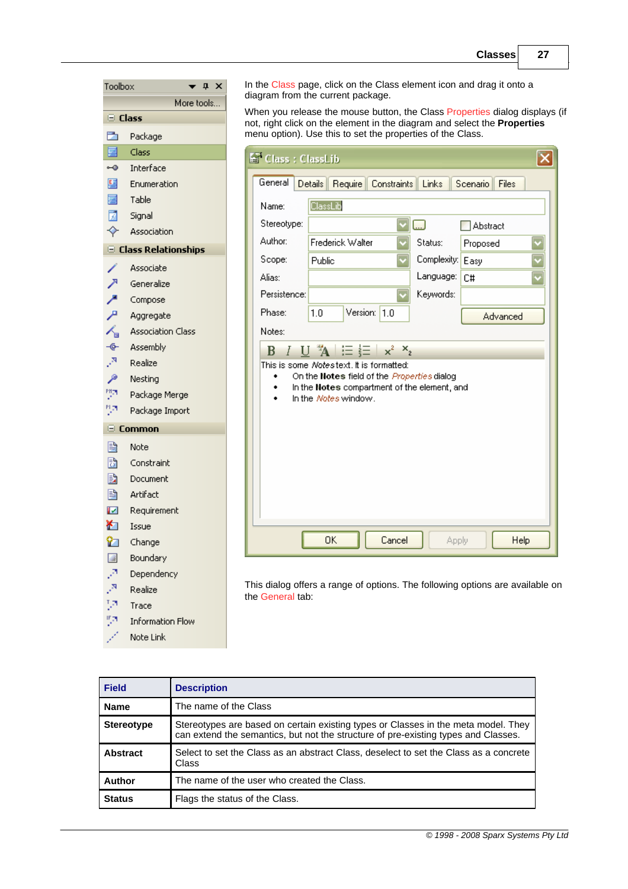In the Class page, click on the Class element icon and drag it onto a diagram from the current package.

When you release the mouse button, the Class Properties dialog displays (if not, right click on the element in the diagram and select the **Properties** menu option). Use this to set the properties of the Class.

This dialog offers a range of options. The following options are available on the General tab:

| Field | Description |
|---|---|
| **Name** | The name of the Class |
| **Stereotype** | Stereotypes are based on certain existing types or Classes in the meta model. They can extend the semantics, but not the structure of pre-existing types and Classes. |
| **Abstract** | Select to set the Class as an abstract Class, deselect to set the Class as a concrete Class |
| **Author** | The name of the user who created the Class. |
| **Status** | Flags the status of the Class. |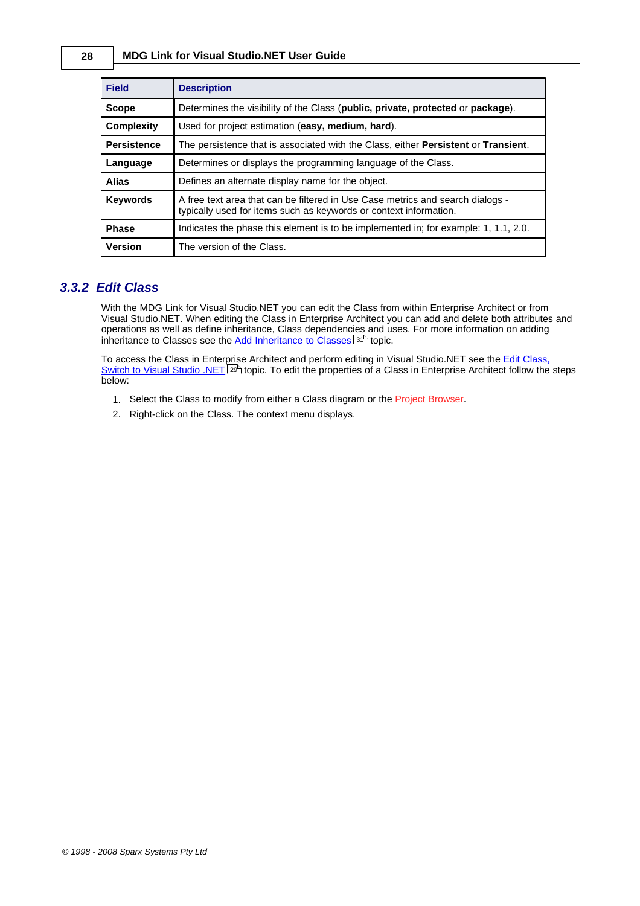| Field | Description |
| --- | --- |
| **Scope** | Determines the visibility of the Class (**public, private, protected** or **package**). |
| **Complexity** | Used for project estimation (**easy, medium, hard**). |
| **Persistence** | The persistence that is associated with the Class, either **Persistent** or **Transient**. |
| **Language** | Determines or displays the programming language of the Class. |
| **Alias** | Defines an alternate display name for the object. |
| **Keywords** | A free text area that can be filtered in Use Case metrics and search dialogs - typically used for items such as keywords or context information. |
| **Phase** | Indicates the phase this element is to be implemented in; for example: 1, 1.1, 2.0. |
| **Version** | The version of the Class. |

## *3.3.2 Edit Class*

With the MDG Link for Visual Studio.NET you can edit the Class from within Enterprise Architect or from Visual Studio.NET. When editing the Class in Enterprise Architect you can add and delete both attributes and operations as well as define inheritance, Class dependencies and uses. For more information on adding inheritance to Classes see the Add Inheritance to Classes [31] topic.

To access the Class in Enterprise Architect and perform editing in Visual Studio.NET see the Edit Class, Switch to Visual Studio .NET [29] topic. To edit the properties of a Class in Enterprise Architect follow the steps below:

1. Select the Class to modify from either a Class diagram or the Project Browser.
2. Right-click on the Class. The context menu displays.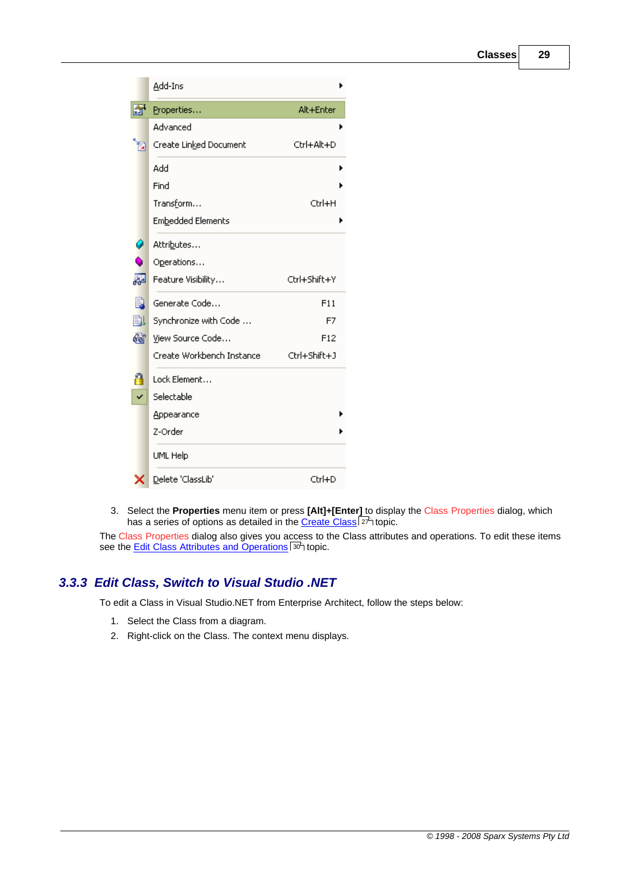3. Select the **Properties** menu item or press **[Alt]+[Enter]** to display the Class Properties dialog, which has a series of options as detailed in the Create Class 27 topic.

The Class Properties dialog also gives you access to the Class attributes and operations. To edit these items see the Edit Class Attributes and Operations 30 topic.

## 3.3.3 Edit Class, Switch to Visual Studio .NET

To edit a Class in Visual Studio.NET from Enterprise Architect, follow the steps below:

1. Select the Class from a diagram.
2. Right-click on the Class. The context menu displays.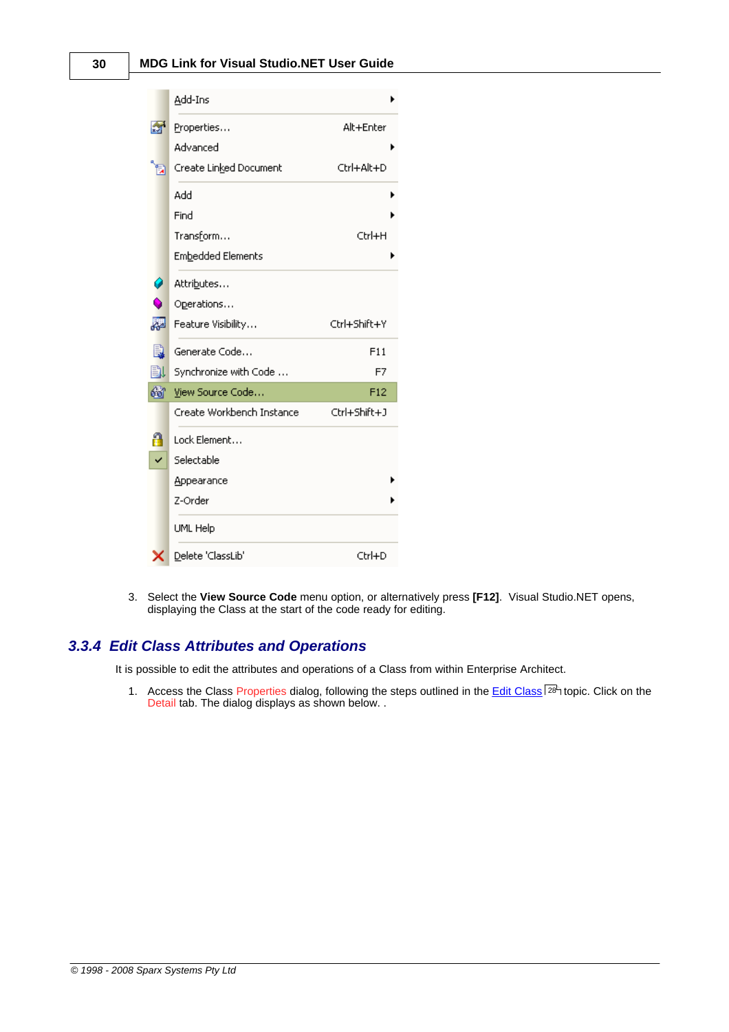| Add-Ins | ▸ |
|---|---|
| Properties... | Alt+Enter |
| Advanced | ▸ |
| Create Linked Document | Ctrl+Alt+D |
| Add | ▸ |
| Find | ▸ |
| Transform... | Ctrl+H |
| Embedded Elements | ▸ |
| Attributes... | |
| Operations... | |
| Feature Visibility... | Ctrl+Shift+Y |
| Generate Code... | F11 |
| Synchronize with Code ... | F7 |
| View Source Code... | F12 |
| Create Workbench Instance | Ctrl+Shift+J |
| Lock Element... | |
| Selectable | |
| Appearance | ▸ |
| Z-Order | ▸ |
| UML Help | |
| Delete 'ClassLib' | Ctrl+D |

3. Select the **View Source Code** menu option, or alternatively press **[F12]**. Visual Studio.NET opens, displaying the Class at the start of the code ready for editing.

## 3.3.4 Edit Class Attributes and Operations

It is possible to edit the attributes and operations of a Class from within Enterprise Architect.

1. Access the Class Properties dialog, following the steps outlined in the Edit Class [28] topic. Click on the Detail tab. The dialog displays as shown below. .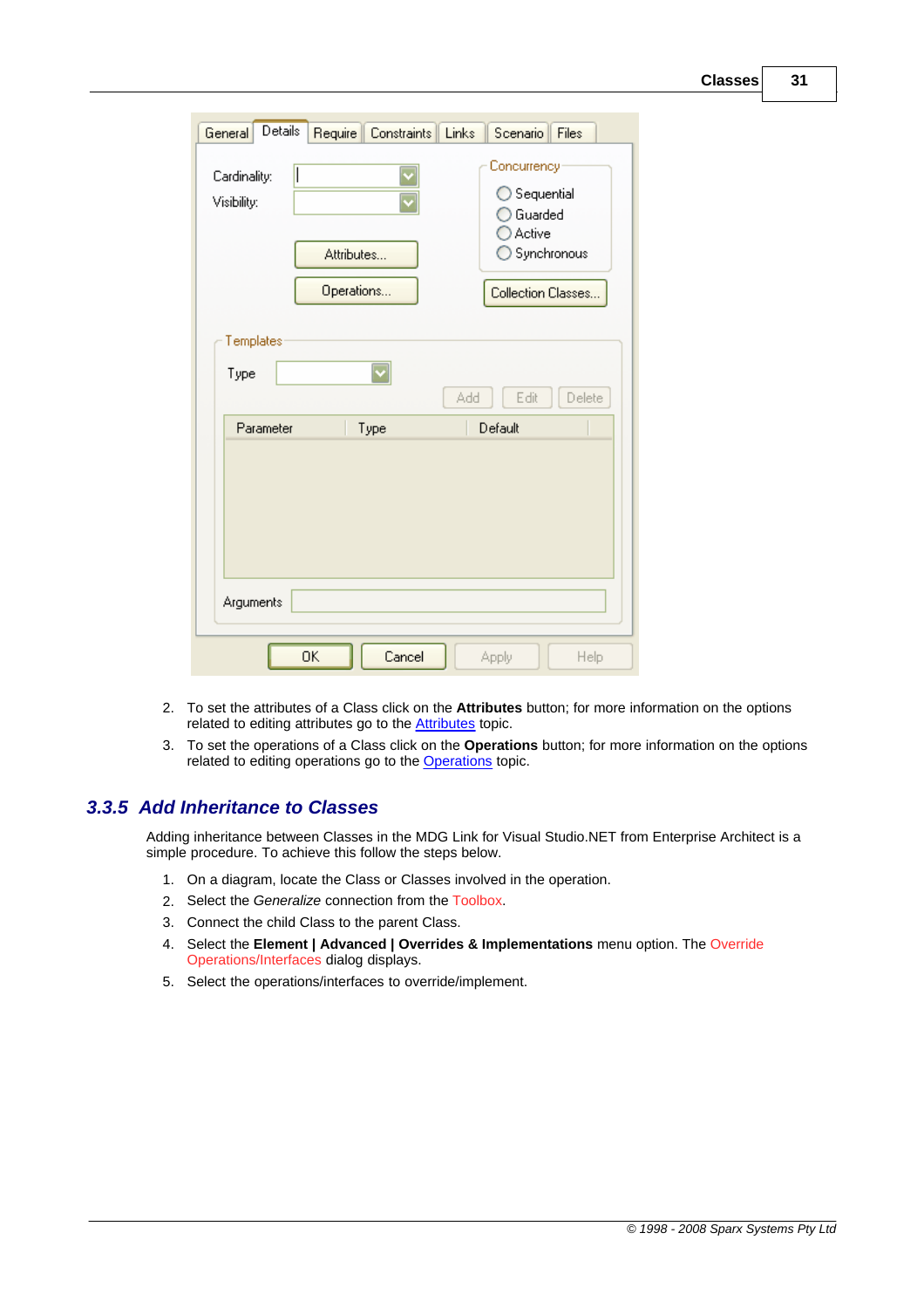2. To set the attributes of a Class click on the **Attributes** button; for more information on the options related to editing attributes go to the Attributes topic.

3. To set the operations of a Class click on the **Operations** button; for more information on the options related to editing operations go to the Operations topic.

### 3.3.5 Add Inheritance to Classes

Adding inheritance between Classes in the MDG Link for Visual Studio.NET from Enterprise Architect is a simple procedure. To achieve this follow the steps below.

1. On a diagram, locate the Class or Classes involved in the operation.
2. Select the *Generalize* connection from the Toolbox.
3. Connect the child Class to the parent Class.
4. Select the **Element | Advanced | Overrides & Implementations** menu option. The Override Operations/Interfaces dialog displays.
5. Select the operations/interfaces to override/implement.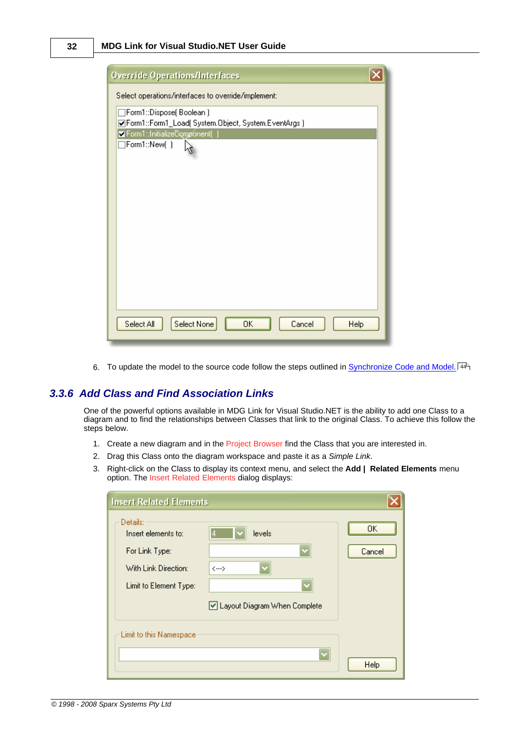6. To update the model to the source code follow the steps outlined in Synchronize Code and Model. 44

## 3.3.6 Add Class and Find Association Links

One of the powerful options available in MDG Link for Visual Studio.NET is the ability to add one Class to a diagram and to find the relationships between Classes that link to the original Class. To achieve this follow the steps below.

1. Create a new diagram and in the Project Browser find the Class that you are interested in.
2. Drag this Class onto the diagram workspace and paste it as a *Simple Link*.
3. Right-click on the Class to display its context menu, and select the **Add | Related Elements** menu option. The Insert Related Elements dialog displays: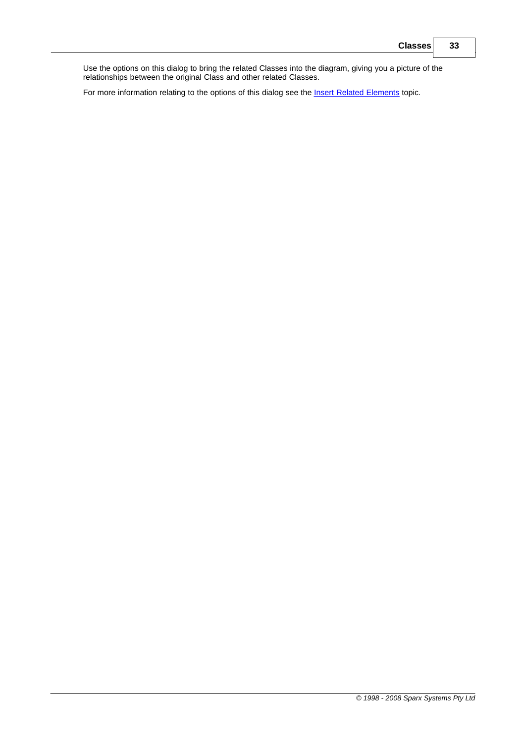Use the options on this dialog to bring the related Classes into the diagram, giving you a picture of the relationships between the original Class and other related Classes.

For more information relating to the options of this dialog see the Insert Related Elements topic.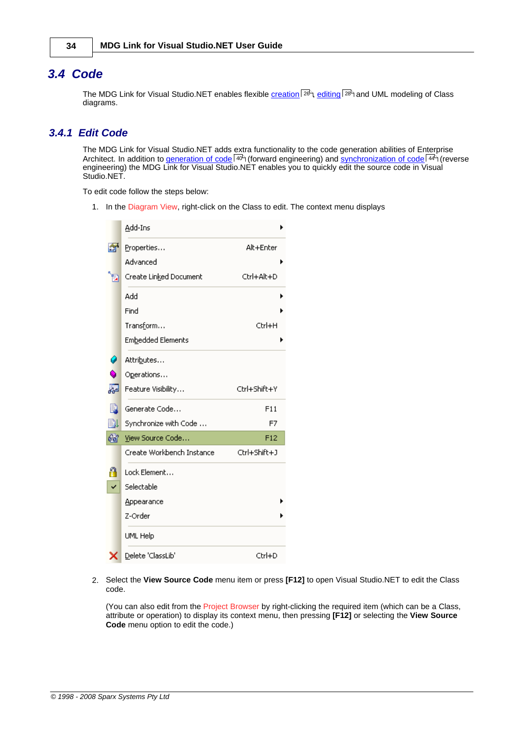## 3.4 Code

The MDG Link for Visual Studio.NET enables flexible creation 26, editing 28 and UML modeling of Class diagrams.

### 3.4.1 Edit Code

The MDG Link for Visual Studio.NET adds extra functionality to the code generation abilities of Enterprise Architect. In addition to generation of code 40 (forward engineering) and synchronization of code 44 (reverse engineering) the MDG Link for Visual Studio.NET enables you to quickly edit the source code in Visual Studio.NET.

To edit code follow the steps below:

1. In the Diagram View, right-click on the Class to edit. The context menu displays

2. Select the **View Source Code** menu item or press **[F12]** to open Visual Studio.NET to edit the Class code.

   (You can also edit from the Project Browser by right-clicking the required item (which can be a Class, attribute or operation) to display its context menu, then pressing **[F12]** or selecting the **View Source Code** menu option to edit the code.)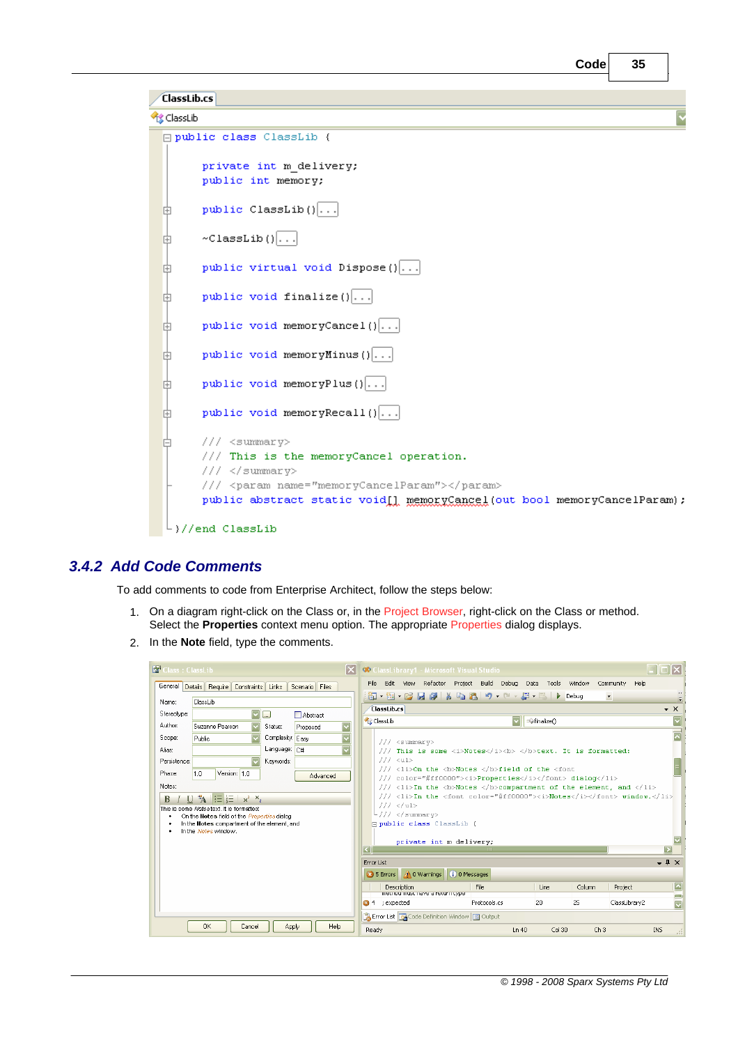```
ClassLib.cs
ClassLib

public class ClassLib {

    private int m_delivery;
    public int memory;

    public ClassLib()...

    ~ClassLib()...

    public virtual void Dispose()...

    public void finalize()...

    public void memoryCancel()...

    public void memoryMinus()...

    public void memoryPlus()...

    public void memoryRecall()...

    /// <summary>
    /// This is the memoryCancel operation.
    /// </summary>
    /// <param name="memoryCancelParam"></param>
    public abstract static void[] memoryCancel(out bool memoryCancelParam);

}//end ClassLib
```

### 3.4.2 Add Code Comments

To add comments to code from Enterprise Architect, follow the steps below:

1. On a diagram right-click on the Class or, in the Project Browser, right-click on the Class or method. Select the **Properties** context menu option. The appropriate Properties dialog displays.
2. In the **Note** field, type the comments.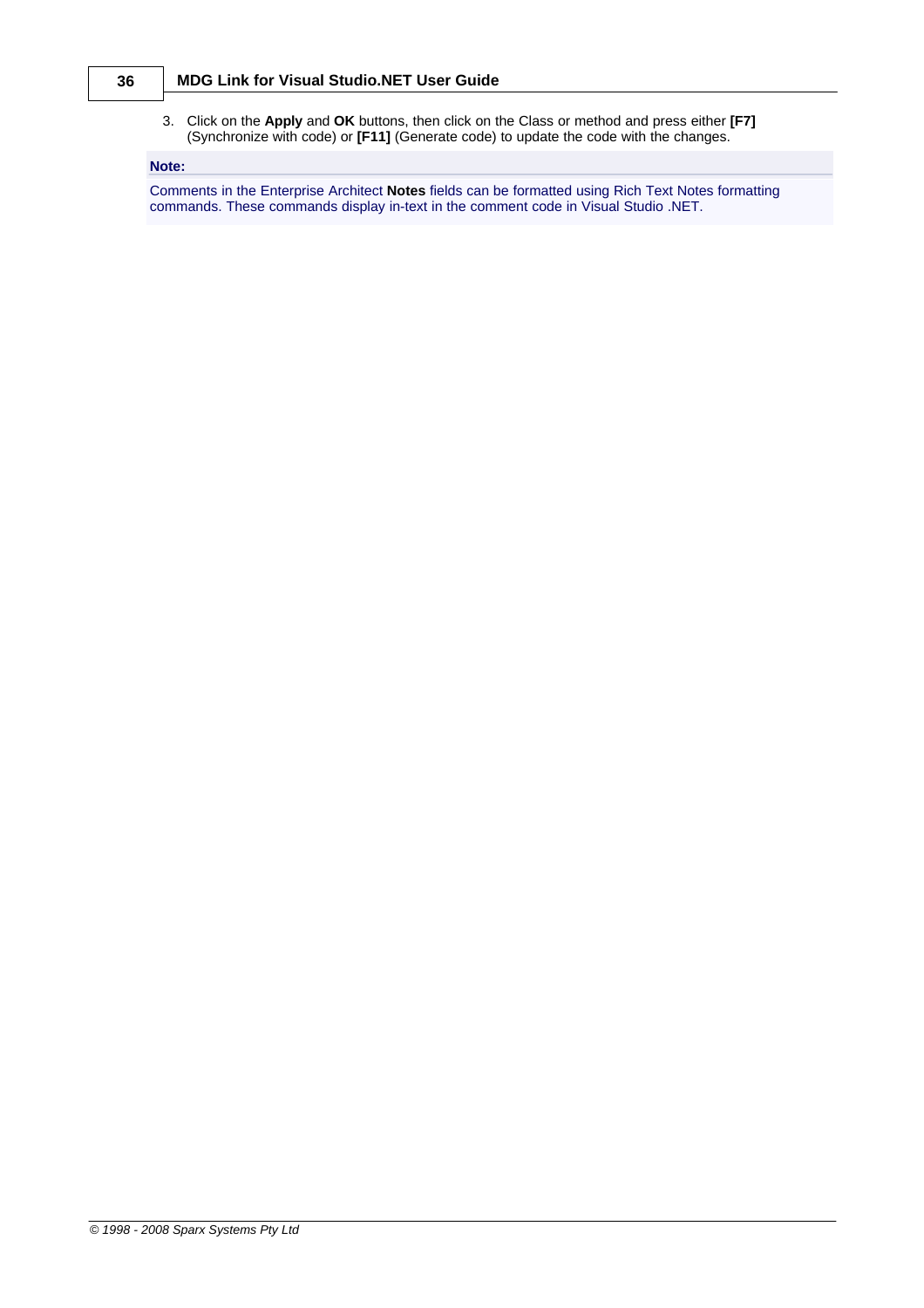3. Click on the **Apply** and **OK** buttons, then click on the Class or method and press either **[F7]** (Synchronize with code) or **[F11]** (Generate code) to update the code with the changes.

**Note:**

Comments in the Enterprise Architect **Notes** fields can be formatted using Rich Text Notes formatting commands. These commands display in-text in the comment code in Visual Studio .NET.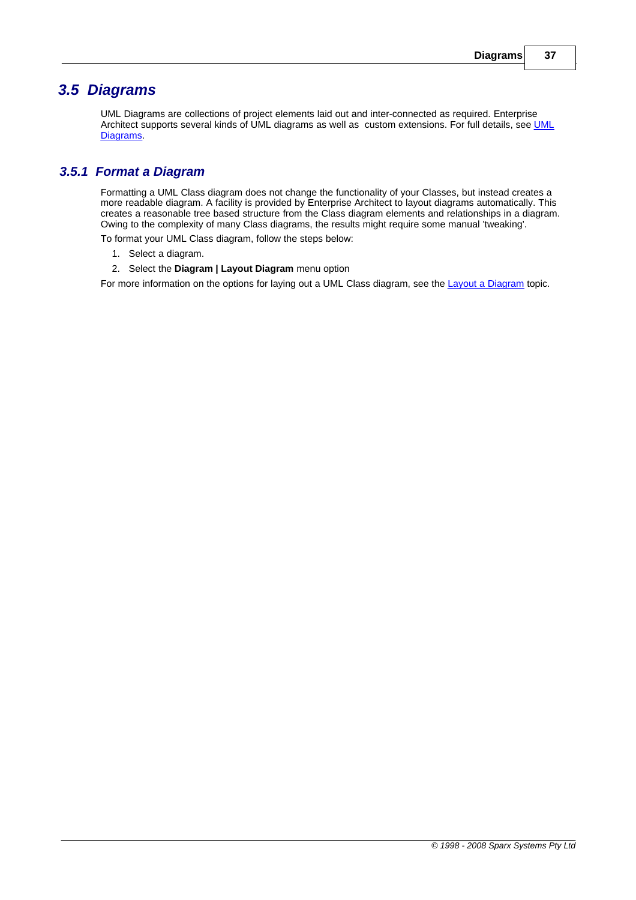## 3.5 Diagrams

UML Diagrams are collections of project elements laid out and inter-connected as required. Enterprise Architect supports several kinds of UML diagrams as well as  custom extensions. For full details, see UML Diagrams.

### 3.5.1 Format a Diagram

Formatting a UML Class diagram does not change the functionality of your Classes, but instead creates a more readable diagram. A facility is provided by Enterprise Architect to layout diagrams automatically. This creates a reasonable tree based structure from the Class diagram elements and relationships in a diagram. Owing to the complexity of many Class diagrams, the results might require some manual 'tweaking'.

To format your UML Class diagram, follow the steps below:

1. Select a diagram.
2. Select the **Diagram | Layout Diagram** menu option

For more information on the options for laying out a UML Class diagram, see the Layout a Diagram topic.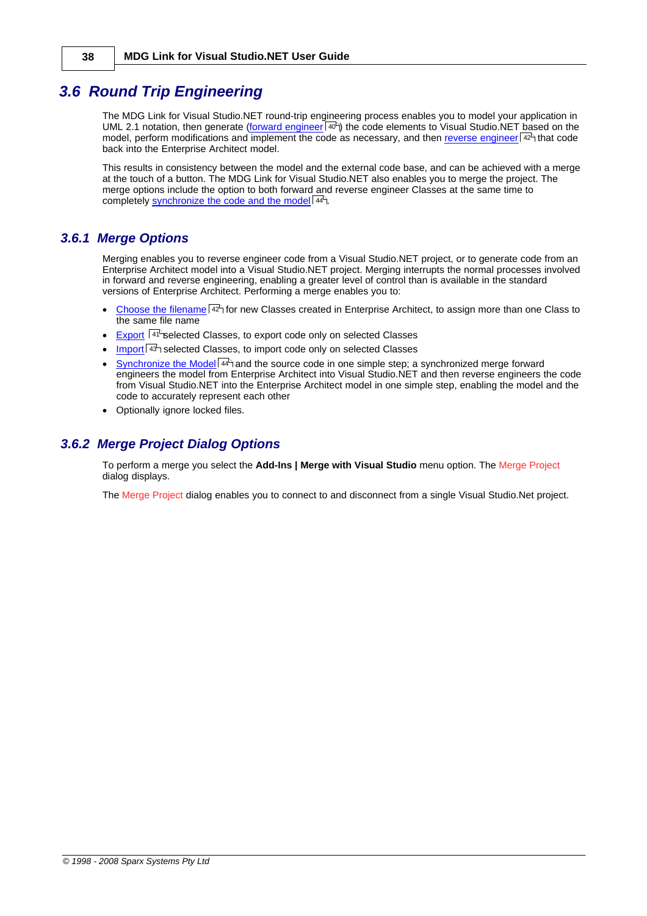## 3.6 Round Trip Engineering

The MDG Link for Visual Studio.NET round-trip engineering process enables you to model your application in UML 2.1 notation, then generate (forward engineer [40]) the code elements to Visual Studio.NET based on the model, perform modifications and implement the code as necessary, and then reverse engineer [42] that code back into the Enterprise Architect model.

This results in consistency between the model and the external code base, and can be achieved with a merge at the touch of a button. The MDG Link for Visual Studio.NET also enables you to merge the project. The merge options include the option to both forward and reverse engineer Classes at the same time to completely synchronize the code and the model [44].

### 3.6.1 Merge Options

Merging enables you to reverse engineer code from a Visual Studio.NET project, or to generate code from an Enterprise Architect model into a Visual Studio.NET project. Merging interrupts the normal processes involved in forward and reverse engineering, enabling a greater level of control than is available in the standard versions of Enterprise Architect. Performing a merge enables you to:

- Choose the filename [42] for new Classes created in Enterprise Architect, to assign more than one Class to the same file name
- Export [41] selected Classes, to export code only on selected Classes
- Import [43] selected Classes, to import code only on selected Classes
- Synchronize the Model [44] and the source code in one simple step; a synchronized merge forward engineers the model from Enterprise Architect into Visual Studio.NET and then reverse engineers the code from Visual Studio.NET into the Enterprise Architect model in one simple step, enabling the model and the code to accurately represent each other
- Optionally ignore locked files.

### 3.6.2 Merge Project Dialog Options

To perform a merge you select the **Add-Ins | Merge with Visual Studio** menu option. The Merge Project dialog displays.

The Merge Project dialog enables you to connect to and disconnect from a single Visual Studio.Net project.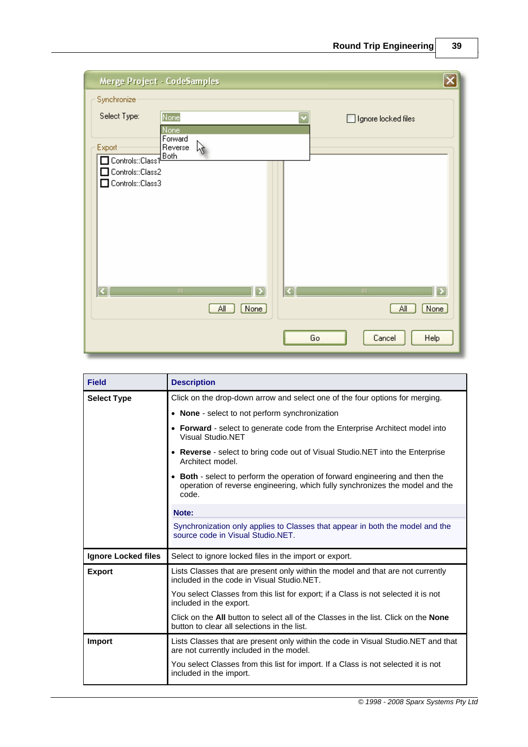| Field | Description |
|---|---|
| **Select Type** | Click on the drop-down arrow and select one of the four options for merging.<br>• **None** - select to not perform synchronization<br>• **Forward** - select to generate code from the Enterprise Architect model into Visual Studio.NET<br>• **Reverse** - select to bring code out of Visual Studio.NET into the Enterprise Architect model.<br>• **Both** - select to perform the operation of forward engineering and then the operation of reverse engineering, which fully synchronizes the model and the code.<br>**Note:**<br>Synchronization only applies to Classes that appear in both the model and the source code in Visual Studio.NET. |
| **Ignore Locked files** | Select to ignore locked files in the import or export. |
| **Export** | Lists Classes that are present only within the model and that are not currently included in the code in Visual Studio.NET.<br>You select Classes from this list for export; if a Class is not selected it is not included in the export.<br>Click on the **All** button to select all of the Classes in the list. Click on the **None** button to clear all selections in the list. |
| **Import** | Lists Classes that are present only within the code in Visual Studio.NET and that are not currently included in the model.<br>You select Classes from this list for import. If a Class is not selected it is not included in the import. |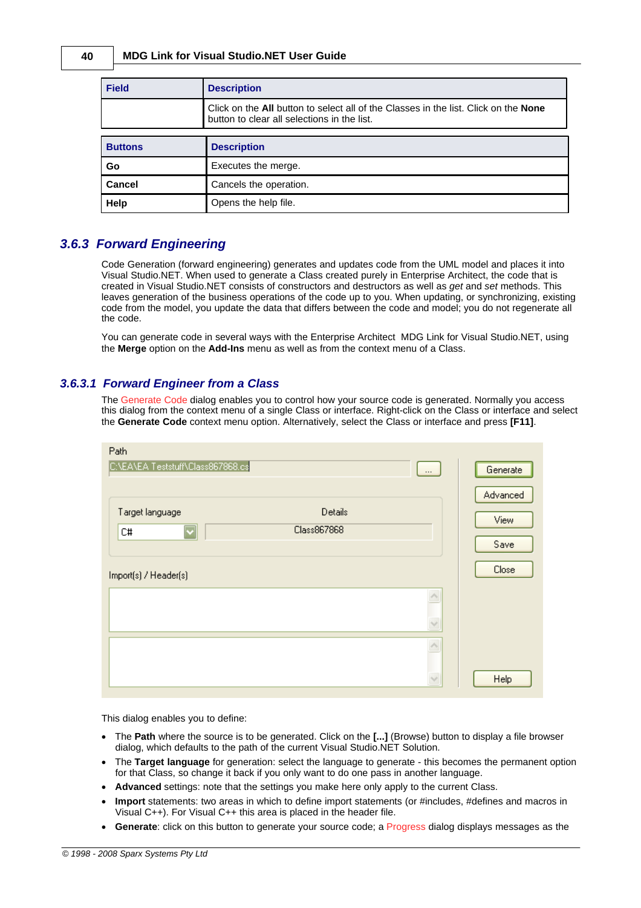| Field | Description |
|---|---|
| | Click on the **All** button to select all of the Classes in the list. Click on the **None** button to clear all selections in the list. |

| Buttons | Description |
|---|---|
| **Go** | Executes the merge. |
| **Cancel** | Cancels the operation. |
| **Help** | Opens the help file. |

## 3.6.3 Forward Engineering

Code Generation (forward engineering) generates and updates code from the UML model and places it into Visual Studio.NET. When used to generate a Class created purely in Enterprise Architect, the code that is created in Visual Studio.NET consists of constructors and destructors as well as *get* and *set* methods. This leaves generation of the business operations of the code up to you. When updating, or synchronizing, existing code from the model, you update the data that differs between the code and model; you do not regenerate all the code.

You can generate code in several ways with the Enterprise Architect  MDG Link for Visual Studio.NET, using the **Merge** option on the **Add-Ins** menu as well as from the context menu of a Class.

### 3.6.3.1 Forward Engineer from a Class

The Generate Code dialog enables you to control how your source code is generated. Normally you access this dialog from the context menu of a single Class or interface. Right-click on the Class or interface and select the **Generate Code** context menu option. Alternatively, select the Class or interface and press **[F11]**.

This dialog enables you to define:

- The **Path** where the source is to be generated. Click on the **[...]** (Browse) button to display a file browser dialog, which defaults to the path of the current Visual Studio.NET Solution.
- The **Target language** for generation: select the language to generate - this becomes the permanent option for that Class, so change it back if you only want to do one pass in another language.
- **Advanced** settings: note that the settings you make here only apply to the current Class.
- **Import** statements: two areas in which to define import statements (or #includes, #defines and macros in Visual C++). For Visual C++ this area is placed in the header file.
- **Generate**: click on this button to generate your source code; a Progress dialog displays messages as the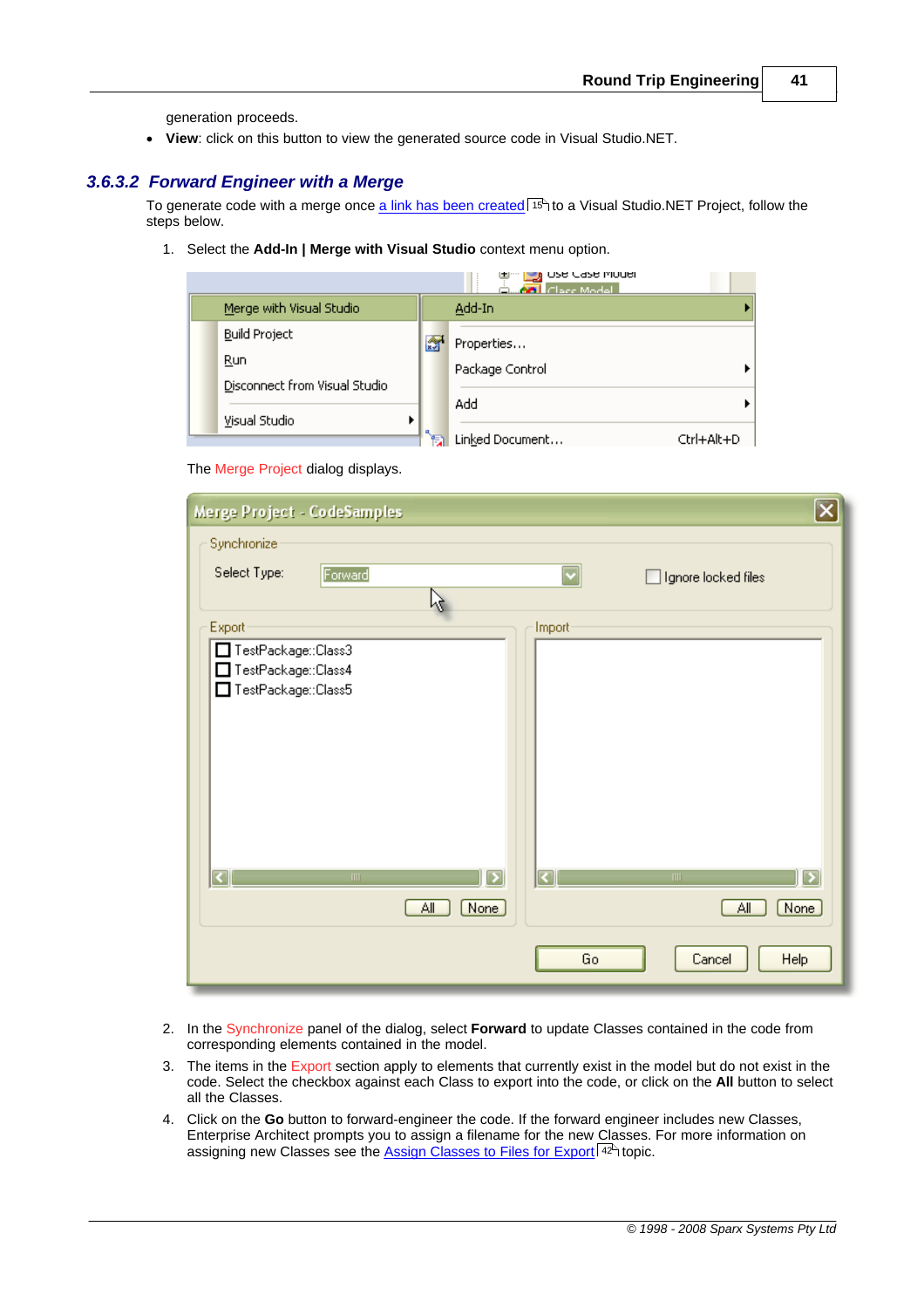generation proceeds.

- **View**: click on this button to view the generated source code in Visual Studio.NET.

### 3.6.3.2 Forward Engineer with a Merge

To generate code with a merge once a link has been created [15] to a Visual Studio.NET Project, follow the steps below.

1. Select the **Add-In | Merge with Visual Studio** context menu option.

   The Merge Project dialog displays.

2. In the Synchronize panel of the dialog, select **Forward** to update Classes contained in the code from corresponding elements contained in the model.
3. The items in the Export section apply to elements that currently exist in the model but do not exist in the code. Select the checkbox against each Class to export into the code, or click on the **All** button to select all the Classes.
4. Click on the **Go** button to forward-engineer the code. If the forward engineer includes new Classes, Enterprise Architect prompts you to assign a filename for the new Classes. For more information on assigning new Classes see the Assign Classes to Files for Export [42] topic.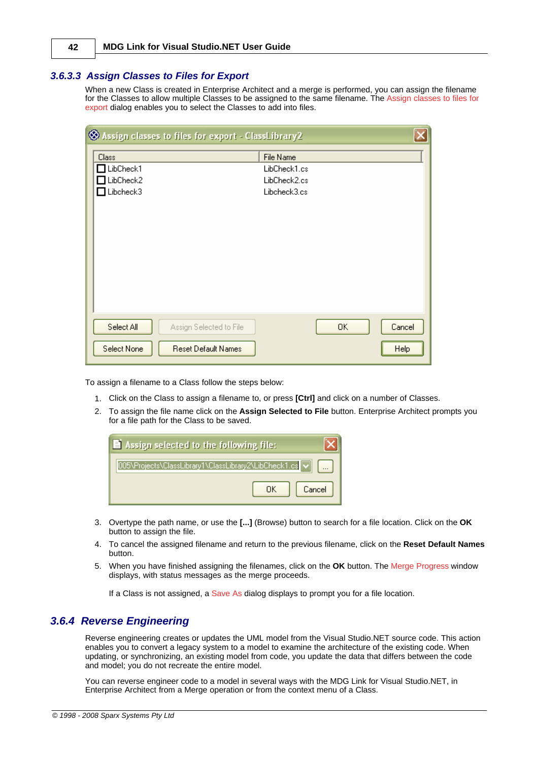### 3.6.3.3 Assign Classes to Files for Export

When a new Class is created in Enterprise Architect and a merge is performed, you can assign the filename for the Classes to allow multiple Classes to be assigned to the same filename. The Assign classes to files for export dialog enables you to select the Classes to add into files.

To assign a filename to a Class follow the steps below:

1. Click on the Class to assign a filename to, or press **[Ctrl]** and click on a number of Classes.
2. To assign the file name click on the **Assign Selected to File** button. Enterprise Architect prompts you for a file path for the Class to be saved.
3. Overtype the path name, or use the **[...]** (Browse) button to search for a file location. Click on the **OK** button to assign the file.
4. To cancel the assigned filename and return to the previous filename, click on the **Reset Default Names** button.
5. When you have finished assigning the filenames, click on the **OK** button. The Merge Progress window displays, with status messages as the merge proceeds.

   If a Class is not assigned, a Save As dialog displays to prompt you for a file location.

## 3.6.4 Reverse Engineering

Reverse engineering creates or updates the UML model from the Visual Studio.NET source code. This action enables you to convert a legacy system to a model to examine the architecture of the existing code. When updating, or synchronizing, an existing model from code, you update the data that differs between the code and model; you do not recreate the entire model.

You can reverse engineer code to a model in several ways with the MDG Link for Visual Studio.NET, in Enterprise Architect from a Merge operation or from the context menu of a Class.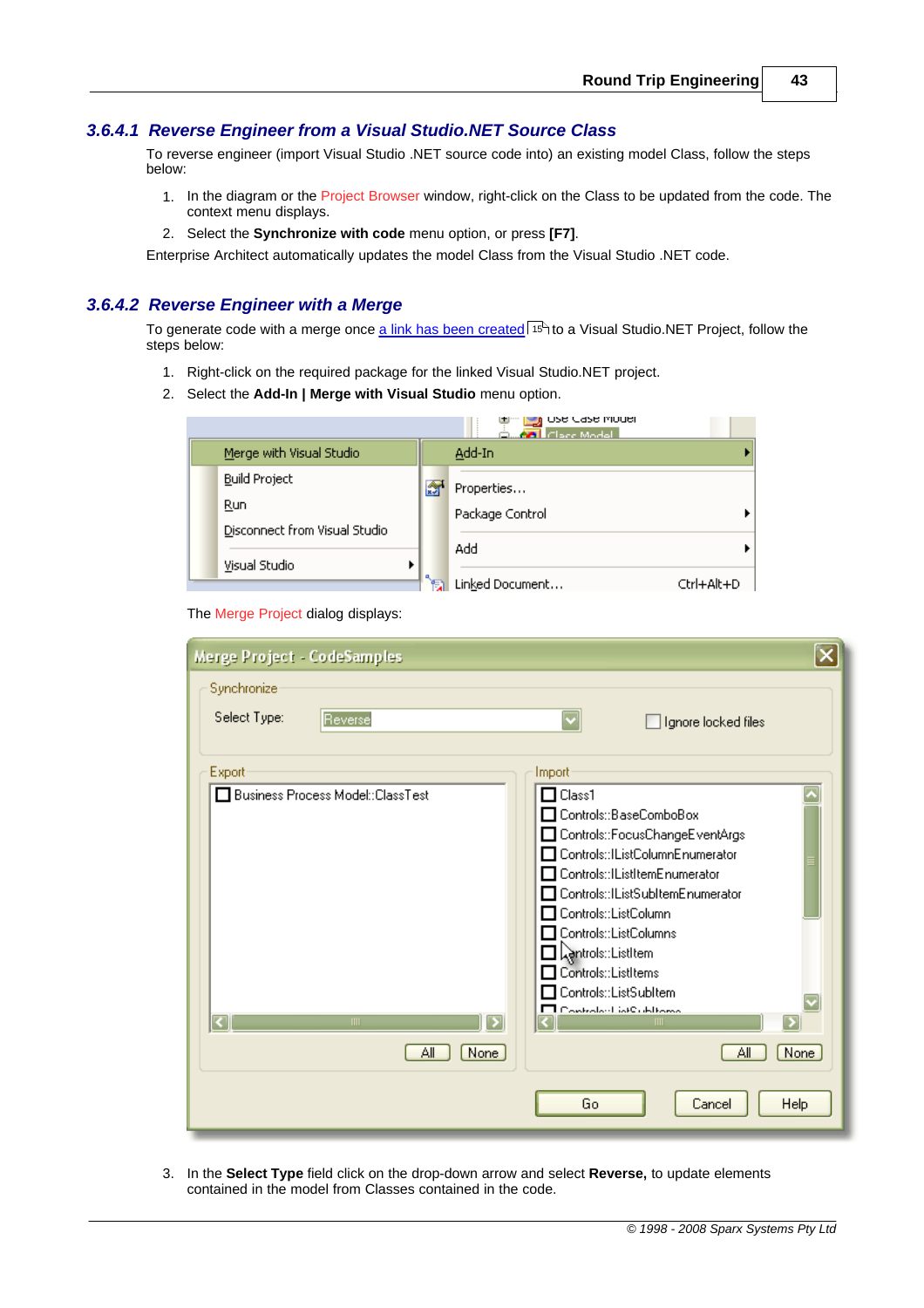### 3.6.4.1 Reverse Engineer from a Visual Studio.NET Source Class

To reverse engineer (import Visual Studio .NET source code into) an existing model Class, follow the steps below:

1. In the diagram or the Project Browser window, right-click on the Class to be updated from the code. The context menu displays.
2. Select the **Synchronize with code** menu option, or press **[F7]**.

Enterprise Architect automatically updates the model Class from the Visual Studio .NET code.

### 3.6.4.2 Reverse Engineer with a Merge

To generate code with a merge once a link has been created [15] to a Visual Studio.NET Project, follow the steps below:

1. Right-click on the required package for the linked Visual Studio.NET project.
2. Select the **Add-In | Merge with Visual Studio** menu option.

The Merge Project dialog displays:

3. In the **Select Type** field click on the drop-down arrow and select **Reverse,** to update elements contained in the model from Classes contained in the code.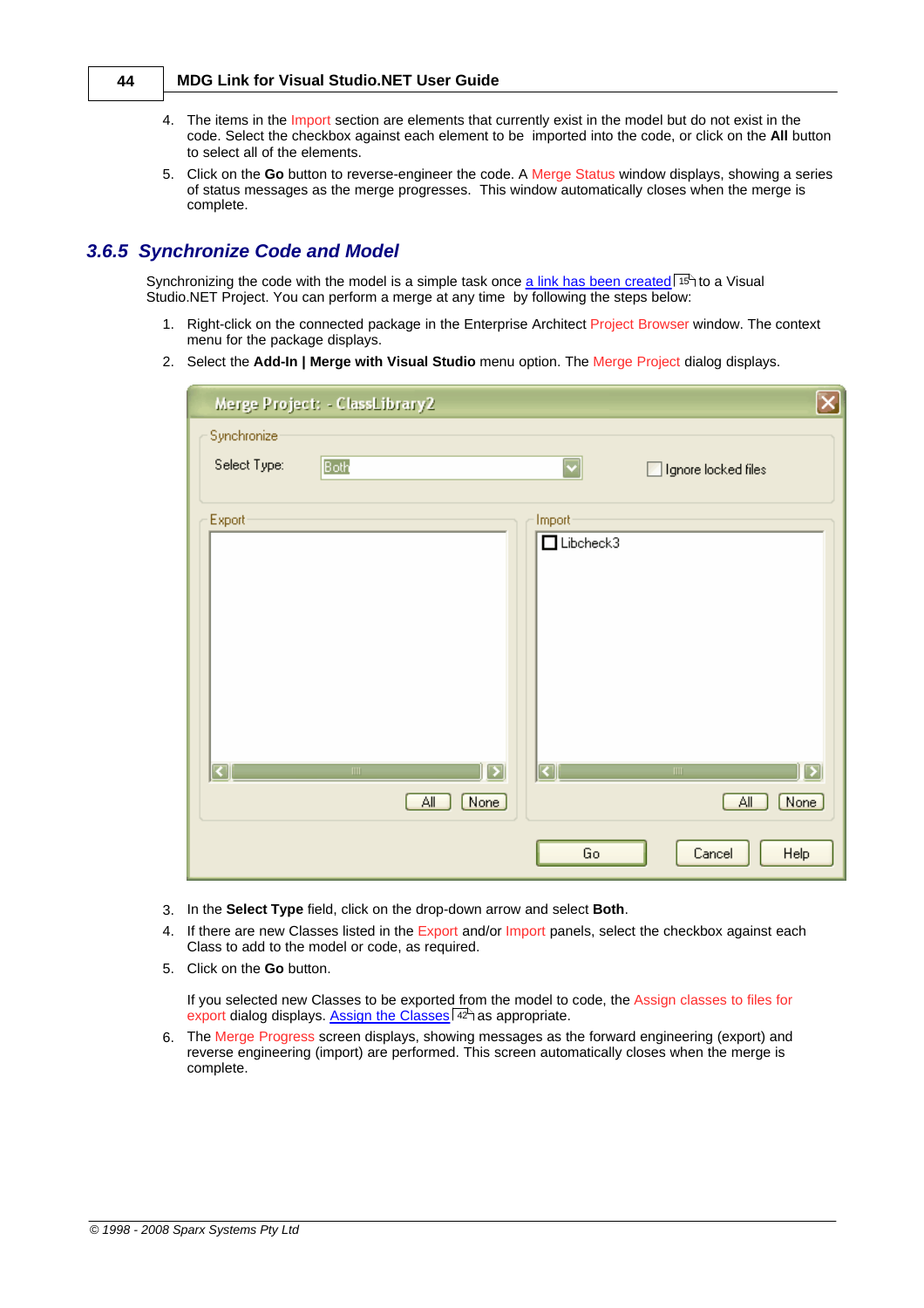4. The items in the Import section are elements that currently exist in the model but do not exist in the code. Select the checkbox against each element to be imported into the code, or click on the **All** button to select all of the elements.
5. Click on the **Go** button to reverse-engineer the code. A Merge Status window displays, showing a series of status messages as the merge progresses. This window automatically closes when the merge is complete.

### 3.6.5 Synchronize Code and Model

Synchronizing the code with the model is a simple task once a link has been created [15] to a Visual Studio.NET Project. You can perform a merge at any time by following the steps below:

1. Right-click on the connected package in the Enterprise Architect Project Browser window. The context menu for the package displays.
2. Select the **Add-In | Merge with Visual Studio** menu option. The Merge Project dialog displays.
3. In the **Select Type** field, click on the drop-down arrow and select **Both**.
4. If there are new Classes listed in the Export and/or Import panels, select the checkbox against each Class to add to the model or code, as required.
5. Click on the **Go** button.

   If you selected new Classes to be exported from the model to code, the Assign classes to files for export dialog displays. Assign the Classes [42] as appropriate.
6. The Merge Progress screen displays, showing messages as the forward engineering (export) and reverse engineering (import) are performed. This screen automatically closes when the merge is complete.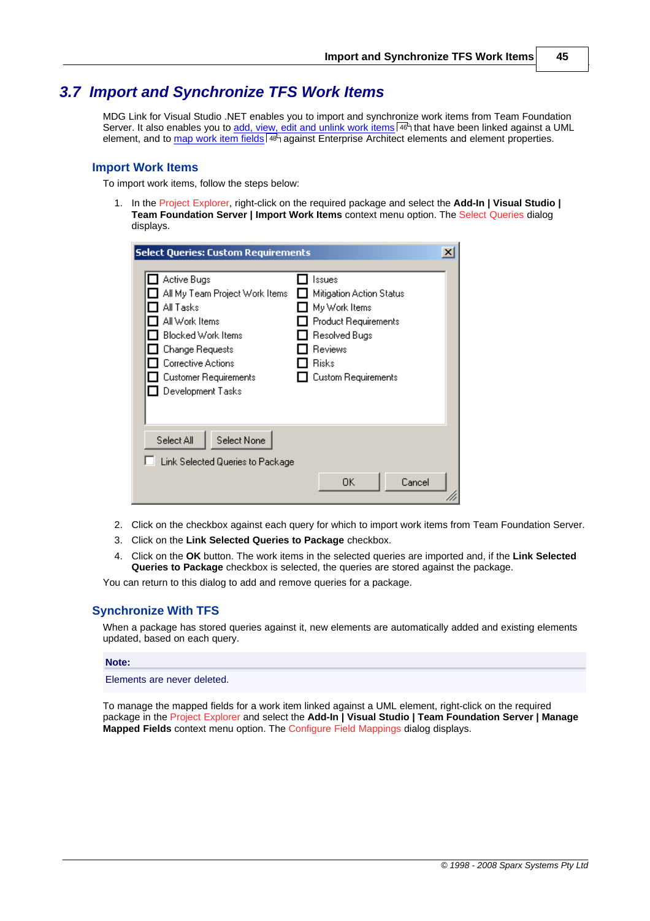## 3.7 Import and Synchronize TFS Work Items

MDG Link for Visual Studio .NET enables you to import and synchronize work items from Team Foundation Server. It also enables you to add, view, edit and unlink work items [46] that have been linked against a UML element, and to map work item fields [48] against Enterprise Architect elements and element properties.

### Import Work Items

To import work items, follow the steps below:

1. In the Project Explorer, right-click on the required package and select the **Add-In | Visual Studio | Team Foundation Server | Import Work Items** context menu option. The Select Queries dialog displays.

   **Select Queries: Custom Requirements**

   - Active Bugs
   - All My Team Project Work Items
   - All Tasks
   - All Work Items
   - Blocked Work Items
   - Change Requests
   - Corrective Actions
   - Customer Requirements
   - Development Tasks
   - Issues
   - Mitigation Action Status
   - My Work Items
   - Product Requirements
   - Resolved Bugs
   - Reviews
   - Risks
   - Custom Requirements

   Select All | Select None

   Link Selected Queries to Package

   OK | Cancel

2. Click on the checkbox against each query for which to import work items from Team Foundation Server.
3. Click on the **Link Selected Queries to Package** checkbox.
4. Click on the **OK** button. The work items in the selected queries are imported and, if the **Link Selected Queries to Package** checkbox is selected, the queries are stored against the package.

You can return to this dialog to add and remove queries for a package.

### Synchronize With TFS

When a package has stored queries against it, new elements are automatically added and existing elements updated, based on each query.

**Note:**

Elements are never deleted.

To manage the mapped fields for a work item linked against a UML element, right-click on the required package in the Project Explorer and select the **Add-In | Visual Studio | Team Foundation Server | Manage Mapped Fields** context menu option. The Configure Field Mappings dialog displays.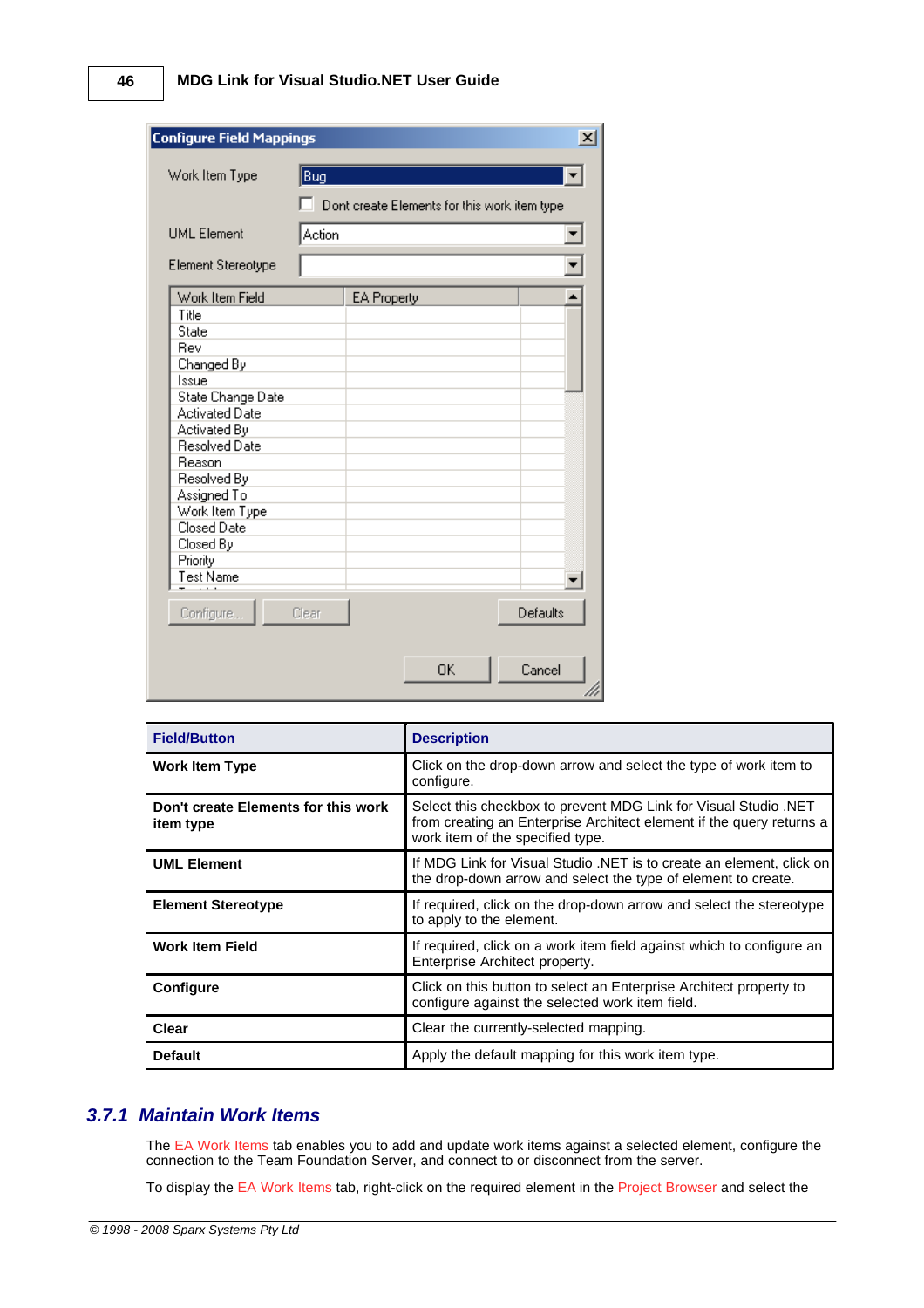| Field/Button | Description |
| --- | --- |
| **Work Item Type** | Click on the drop-down arrow and select the type of work item to configure. |
| **Don't create Elements for this work item type** | Select this checkbox to prevent MDG Link for Visual Studio .NET from creating an Enterprise Architect element if the query returns a work item of the specified type. |
| **UML Element** | If MDG Link for Visual Studio .NET is to create an element, click on the drop-down arrow and select the type of element to create. |
| **Element Stereotype** | If required, click on the drop-down arrow and select the stereotype to apply to the element. |
| **Work Item Field** | If required, click on a work item field against which to configure an Enterprise Architect property. |
| **Configure** | Click on this button to select an Enterprise Architect property to configure against the selected work item field. |
| **Clear** | Clear the currently-selected mapping. |
| **Default** | Apply the default mapping for this work item type. |

## 3.7.1 Maintain Work Items

The EA Work Items tab enables you to add and update work items against a selected element, configure the connection to the Team Foundation Server, and connect to or disconnect from the server.

To display the EA Work Items tab, right-click on the required element in the Project Browser and select the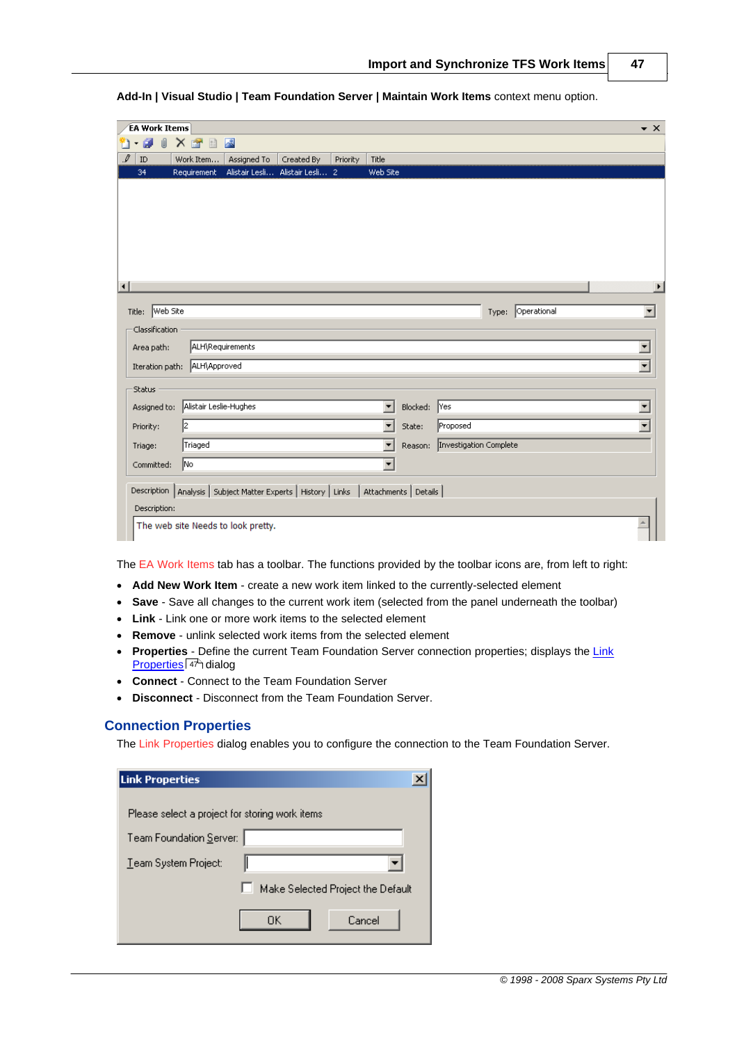**Add-In | Visual Studio | Team Foundation Server | Maintain Work Items** context menu option.

The EA Work Items tab has a toolbar. The functions provided by the toolbar icons are, from left to right:

- **Add New Work Item** - create a new work item linked to the currently-selected element
- **Save** - Save all changes to the current work item (selected from the panel underneath the toolbar)
- **Link** - Link one or more work items to the selected element
- **Remove** - unlink selected work items from the selected element
- **Properties** - Define the current Team Foundation Server connection properties; displays the Link Properties 47 dialog
- **Connect** - Connect to the Team Foundation Server
- **Disconnect** - Disconnect from the Team Foundation Server.

## Connection Properties

The Link Properties dialog enables you to configure the connection to the Team Foundation Server.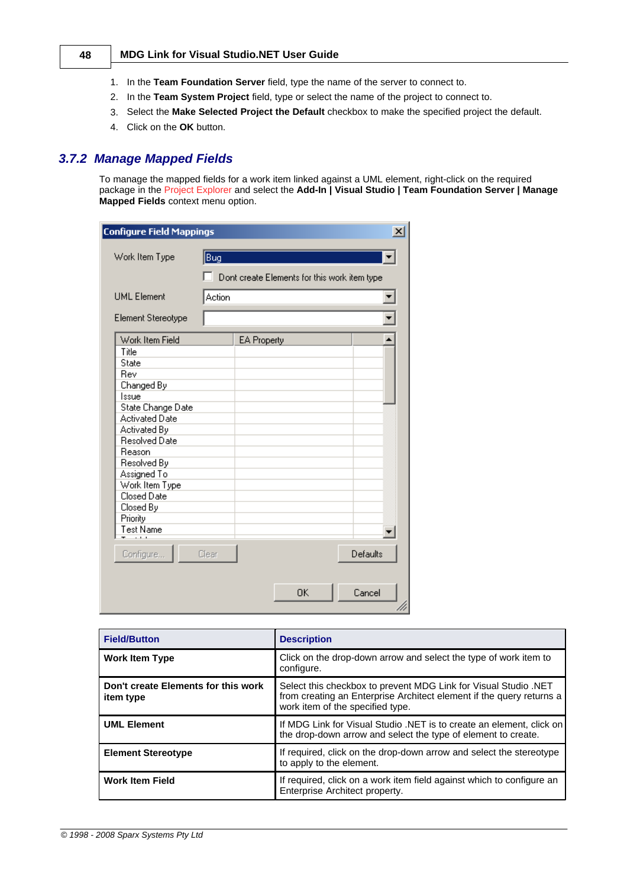1. In the **Team Foundation Server** field, type the name of the server to connect to.
2. In the **Team System Project** field, type or select the name of the project to connect to.
3. Select the **Make Selected Project the Default** checkbox to make the specified project the default.
4. Click on the **OK** button.

## 3.7.2 Manage Mapped Fields

To manage the mapped fields for a work item linked against a UML element, right-click on the required package in the Project Explorer and select the **Add-In | Visual Studio | Team Foundation Server | Manage Mapped Fields** context menu option.

| Field/Button | Description |
| --- | --- |
| **Work Item Type** | Click on the drop-down arrow and select the type of work item to configure. |
| **Don't create Elements for this work item type** | Select this checkbox to prevent MDG Link for Visual Studio .NET from creating an Enterprise Architect element if the query returns a work item of the specified type. |
| **UML Element** | If MDG Link for Visual Studio .NET is to create an element, click on the drop-down arrow and select the type of element to create. |
| **Element Stereotype** | If required, click on the drop-down arrow and select the stereotype to apply to the element. |
| **Work Item Field** | If required, click on a work item field against which to configure an Enterprise Architect property. |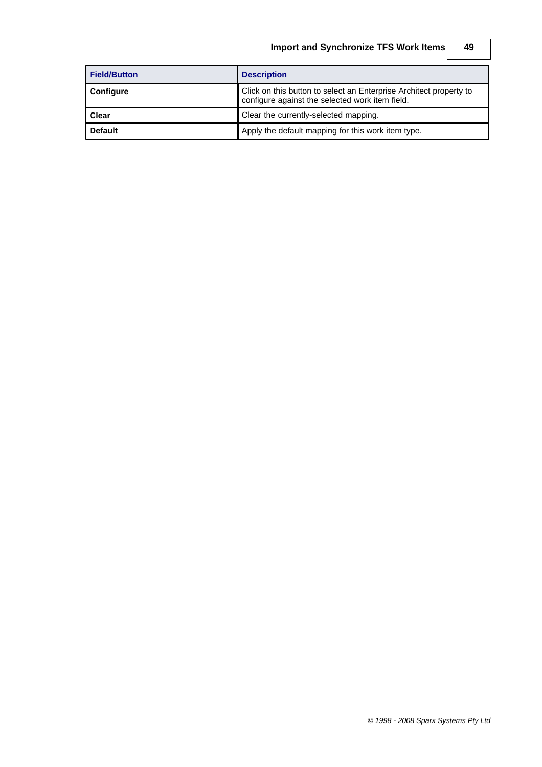| Field/Button | Description |
| --- | --- |
| **Configure** | Click on this button to select an Enterprise Architect property to configure against the selected work item field. |
| **Clear** | Clear the currently-selected mapping. |
| **Default** | Apply the default mapping for this work item type. |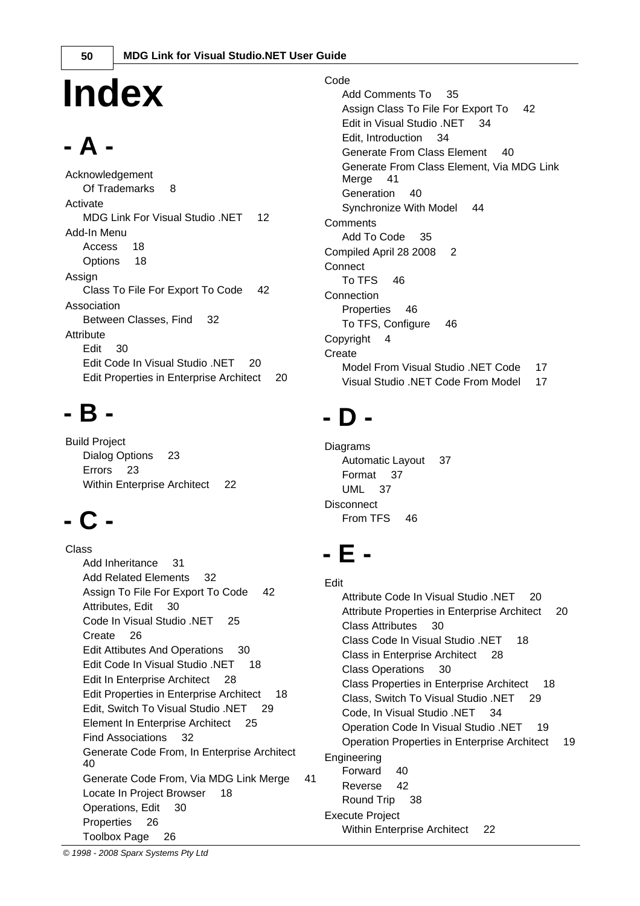# Index

## - A -

Acknowledgement
- Of Trademarks 8

Activate
- MDG Link For Visual Studio .NET 12

Add-In Menu
- Access 18
- Options 18

Assign
- Class To File For Export To Code 42

Association
- Between Classes, Find 32

Attribute
- Edit 30
- Edit Code In Visual Studio .NET 20
- Edit Properties in Enterprise Architect 20

## - B -

Build Project
- Dialog Options 23
- Errors 23
- Within Enterprise Architect 22

## - C -

Class
- Add Inheritance 31
- Add Related Elements 32
- Assign To File For Export To Code 42
- Attributes, Edit 30
- Code In Visual Studio .NET 25
- Create 26
- Edit Attibutes And Operations 30
- Edit Code In Visual Studio .NET 18
- Edit In Enterprise Architect 28
- Edit Properties in Enterprise Architect 18
- Edit, Switch To Visual Studio .NET 29
- Element In Enterprise Architect 25
- Find Associations 32
- Generate Code From, In Enterprise Architect 40
- Generate Code From, Via MDG Link Merge 41
- Locate In Project Browser 18
- Operations, Edit 30
- Properties 26
- Toolbox Page 26

Code
- Add Comments To 35
- Assign Class To File For Export To 42
- Edit in Visual Studio .NET 34
- Edit, Introduction 34
- Generate From Class Element 40
- Generate From Class Element, Via MDG Link Merge 41
- Generation 40
- Synchronize With Model 44

Comments
- Add To Code 35

Compiled April 28 2008 2

Connect
- To TFS 46

Connection
- Properties 46
- To TFS, Configure 46

Copyright 4

Create
- Model From Visual Studio .NET Code 17
- Visual Studio .NET Code From Model 17

## - D -

Diagrams
- Automatic Layout 37
- Format 37
- UML 37

Disconnect
- From TFS 46

## - E -

Edit
- Attribute Code In Visual Studio .NET 20
- Attribute Properties in Enterprise Architect 20
- Class Attributes 30
- Class Code In Visual Studio .NET 18
- Class in Enterprise Architect 28
- Class Operations 30
- Class Properties in Enterprise Architect 18
- Class, Switch To Visual Studio .NET 29
- Code, In Visual Studio .NET 34
- Operation Code In Visual Studio .NET 19
- Operation Properties in Enterprise Architect 19

Engineering
- Forward 40
- Reverse 42
- Round Trip 38

Execute Project
- Within Enterprise Architect 22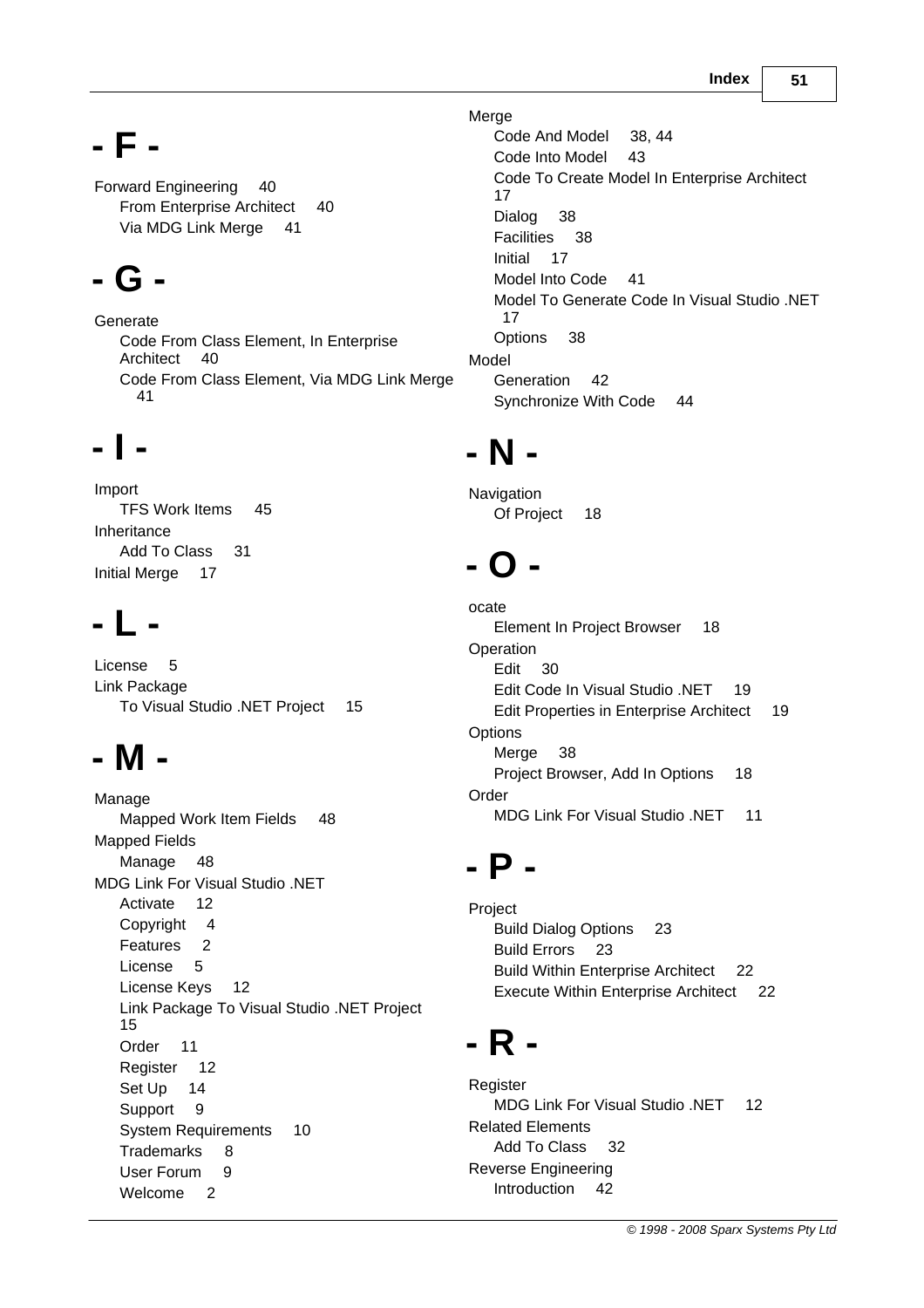# - F -

Forward Engineering 40
- From Enterprise Architect 40
- Via MDG Link Merge 41

# - G -

Generate
- Code From Class Element, In Enterprise Architect 40
- Code From Class Element, Via MDG Link Merge 41

# - I -

Import
- TFS Work Items 45

Inheritance
- Add To Class 31

Initial Merge 17

# - L -

License 5

Link Package
- To Visual Studio .NET Project 15

# - M -

Manage
- Mapped Work Item Fields 48

Mapped Fields
- Manage 48

MDG Link For Visual Studio .NET
- Activate 12
- Copyright 4
- Features 2
- License 5
- License Keys 12
- Link Package To Visual Studio .NET Project 15
- Order 11
- Register 12
- Set Up 14
- Support 9
- System Requirements 10
- Trademarks 8
- User Forum 9
- Welcome 2

Merge
- Code And Model 38, 44
- Code Into Model 43
- Code To Create Model In Enterprise Architect 17
- Dialog 38
- Facilities 38
- Initial 17
- Model Into Code 41
- Model To Generate Code In Visual Studio .NET 17
- Options 38

Model
- Generation 42
- Synchronize With Code 44

# - N -

Navigation
- Of Project 18

# - O -

ocate
- Element In Project Browser 18

Operation
- Edit 30
- Edit Code In Visual Studio .NET 19
- Edit Properties in Enterprise Architect 19

Options
- Merge 38
- Project Browser, Add In Options 18

Order
- MDG Link For Visual Studio .NET 11

# - P -

Project
- Build Dialog Options 23
- Build Errors 23
- Build Within Enterprise Architect 22
- Execute Within Enterprise Architect 22

# - R -

Register
- MDG Link For Visual Studio .NET 12

Related Elements
- Add To Class 32

Reverse Engineering
- Introduction 42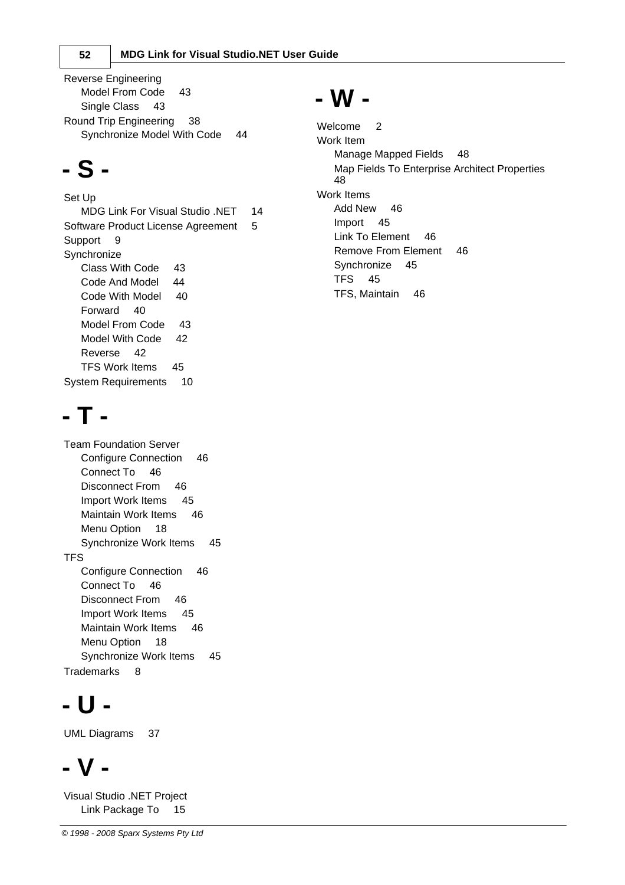Reverse Engineering
- Model From Code 43
- Single Class 43

Round Trip Engineering 38
- Synchronize Model With Code 44

# - S -

Set Up
- MDG Link For Visual Studio .NET 14

Software Product License Agreement 5

Support 9

Synchronize
- Class With Code 43
- Code And Model 44
- Code With Model 40
- Forward 40
- Model From Code 43
- Model With Code 42
- Reverse 42
- TFS Work Items 45

System Requirements 10

# - T -

Team Foundation Server
- Configure Connection 46
- Connect To 46
- Disconnect From 46
- Import Work Items 45
- Maintain Work Items 46
- Menu Option 18
- Synchronize Work Items 45

TFS
- Configure Connection 46
- Connect To 46
- Disconnect From 46
- Import Work Items 45
- Maintain Work Items 46
- Menu Option 18
- Synchronize Work Items 45

Trademarks 8

# - U -

UML Diagrams 37

# - V -

Visual Studio .NET Project
- Link Package To 15

# - W -

Welcome 2

Work Item
- Manage Mapped Fields 48
- Map Fields To Enterprise Architect Properties 48

Work Items
- Add New 46
- Import 45
- Link To Element 46
- Remove From Element 46
- Synchronize 45
- TFS 45
- TFS, Maintain 46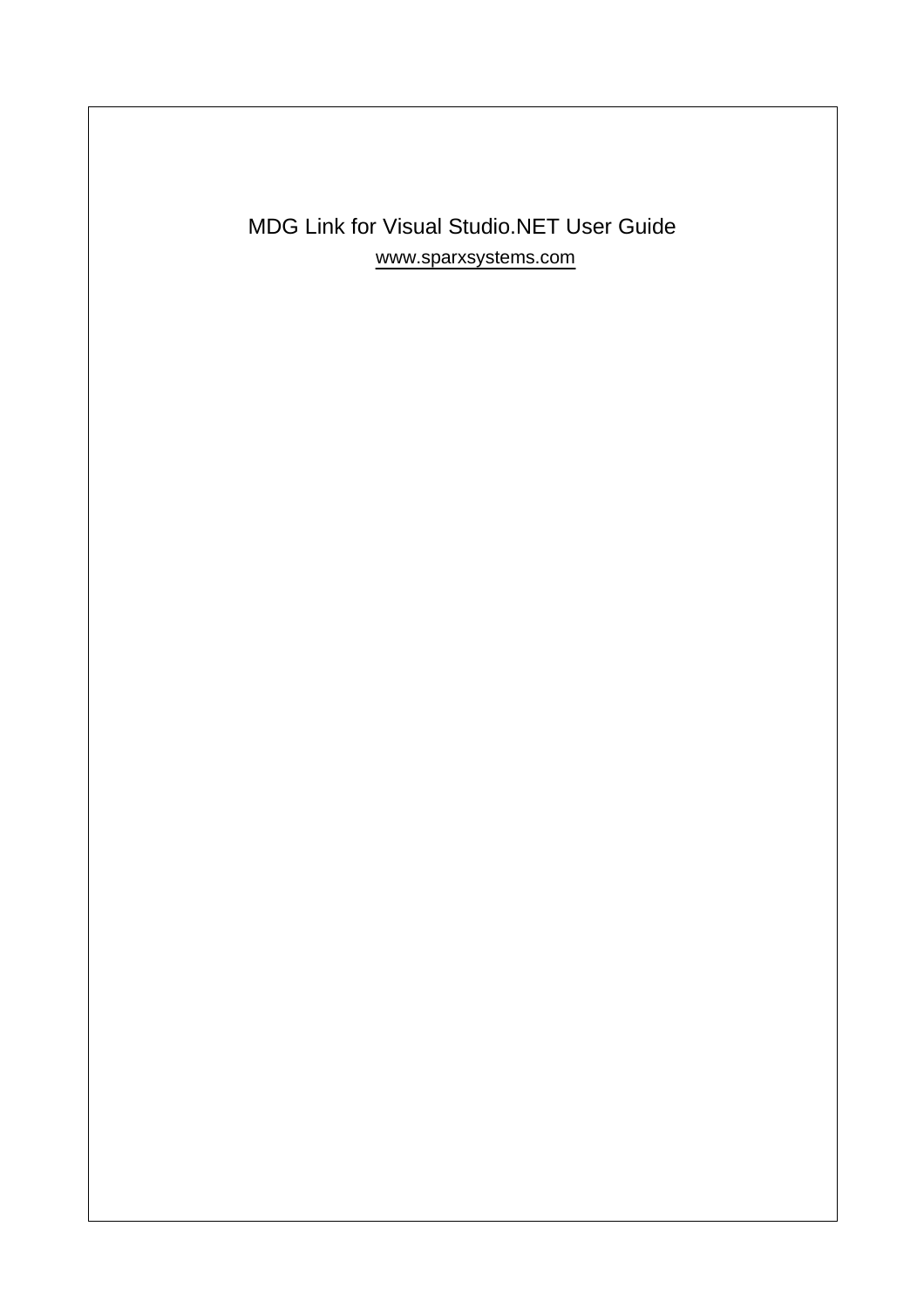MDG Link for Visual Studio.NET User Guide

www.sparxsystems.com